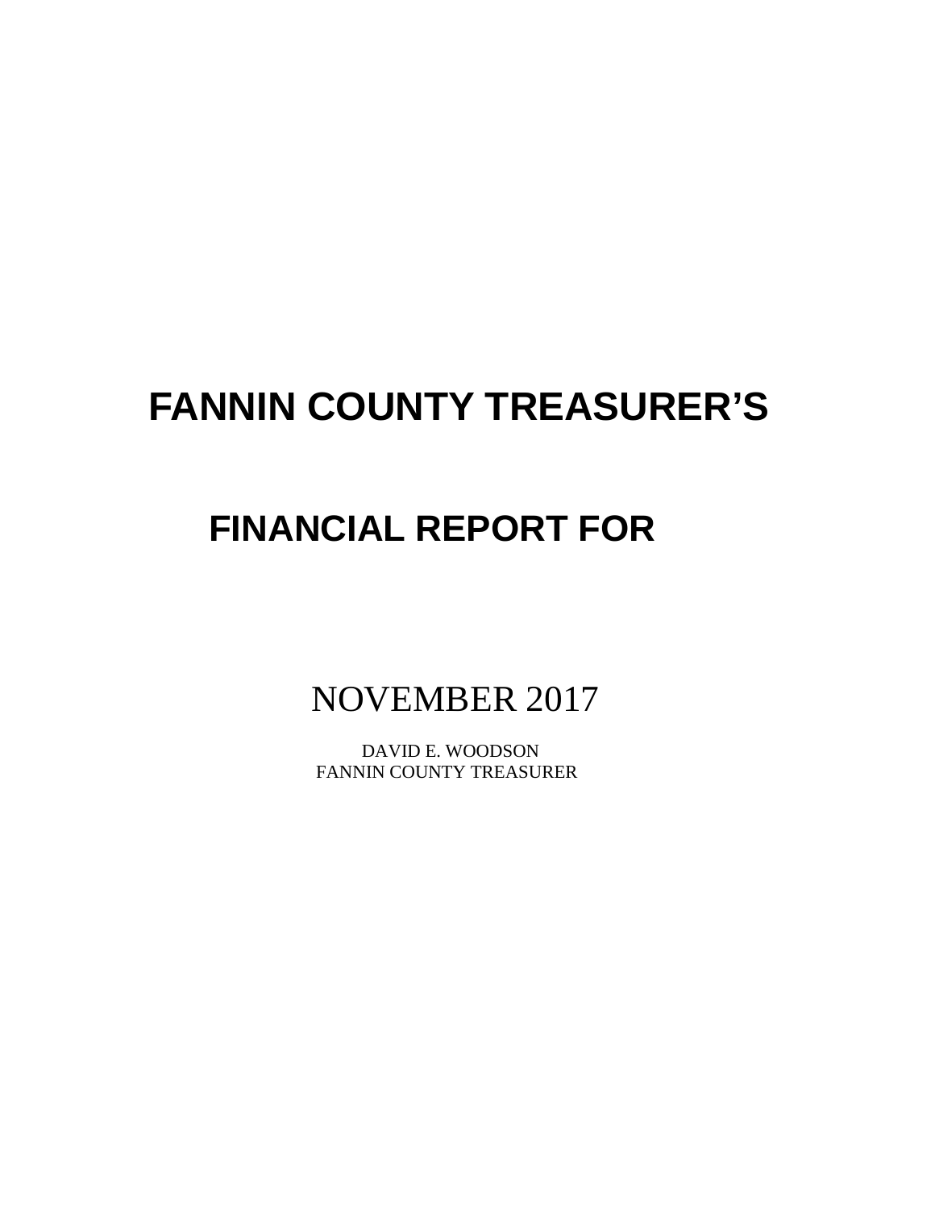# FANNIN COUNTY TREASURER'S

# FINANCIAL REPORT FOR

NOVEMBER 2017

DAVID E. WOODSON
FANNIN COUNTY TREASURER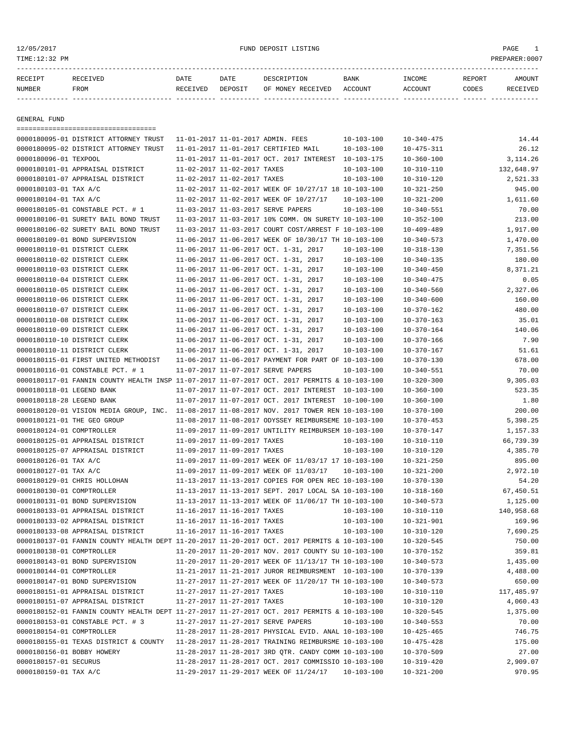12/05/2017 FUND DEPOSIT LISTING

TIME:12:32 PM PREPARER:0007

| RECEIPT NUMBER | RECEIVED FROM | DATE RECEIVED | DATE DEPOSIT | DESCRIPTION OF MONEY RECEIVED | BANK ACCOUNT | INCOME ACCOUNT | REPORT CODES | AMOUNT RECEIVED |
|---|---|---|---|---|---|---|---|---|

## GENERAL FUND

| RECEIPT NUMBER | RECEIVED FROM | DATE RECEIVED | DATE DEPOSIT | DESCRIPTION OF MONEY RECEIVED | BANK ACCOUNT | INCOME ACCOUNT | REPORT CODES | AMOUNT RECEIVED |
|---|---|---|---|---|---|---|---|---|
| 0000180095-01 | DISTRICT ATTORNEY TRUST | 11-01-2017 | 11-01-2017 | ADMIN. FEES | 10-103-100 | 10-340-475 | | 14.44 |
| 0000180095-02 | DISTRICT ATTORNEY TRUST | 11-01-2017 | 11-01-2017 | CERTIFIED MAIL | 10-103-100 | 10-475-311 | | 26.12 |
| 0000180096-01 | TEXPOOL | 11-01-2017 | 11-01-2017 | OCT. 2017 INTEREST | 10-103-175 | 10-360-100 | | 3,114.26 |
| 0000180101-01 | APPRAISAL DISTRICT | 11-02-2017 | 11-02-2017 | TAXES | 10-103-100 | 10-310-110 | | 132,648.97 |
| 0000180101-07 | APPRAISAL DISTRICT | 11-02-2017 | 11-02-2017 | TAXES | 10-103-100 | 10-310-120 | | 2,521.33 |
| 0000180103-01 | TAX A/C | 11-02-2017 | 11-02-2017 | WEEK OF 10/27/17 18 | 10-103-100 | 10-321-250 | | 945.00 |
| 0000180104-01 | TAX A/C | 11-02-2017 | 11-02-2017 | WEEK OF 10/27/17 | 10-103-100 | 10-321-200 | | 1,611.60 |
| 0000180105-01 | CONSTABLE PCT. # 1 | 11-03-2017 | 11-03-2017 | SERVE PAPERS | 10-103-100 | 10-340-551 | | 70.00 |
| 0000180106-01 | SURETY BAIL BOND TRUST | 11-03-2017 | 11-03-2017 | 10% COMM. ON SURETY | 10-103-100 | 10-352-100 | | 213.00 |
| 0000180106-02 | SURETY BAIL BOND TRUST | 11-03-2017 | 11-03-2017 | COURT COST/ARREST F | 10-103-100 | 10-409-489 | | 1,917.00 |
| 0000180109-01 | BOND SUPERVISION | 11-06-2017 | 11-06-2017 | WEEK OF 10/30/17 TH | 10-103-100 | 10-340-573 | | 1,470.00 |
| 0000180110-01 | DISTRICT CLERK | 11-06-2017 | 11-06-2017 | OCT. 1-31, 2017 | 10-103-100 | 10-318-130 | | 7,351.56 |
| 0000180110-02 | DISTRICT CLERK | 11-06-2017 | 11-06-2017 | OCT. 1-31, 2017 | 10-103-100 | 10-340-135 | | 180.00 |
| 0000180110-03 | DISTRICT CLERK | 11-06-2017 | 11-06-2017 | OCT. 1-31, 2017 | 10-103-100 | 10-340-450 | | 8,371.21 |
| 0000180110-04 | DISTRICT CLERK | 11-06-2017 | 11-06-2017 | OCT. 1-31, 2017 | 10-103-100 | 10-340-475 | | 0.05 |
| 0000180110-05 | DISTRICT CLERK | 11-06-2017 | 11-06-2017 | OCT. 1-31, 2017 | 10-103-100 | 10-340-560 | | 2,327.06 |
| 0000180110-06 | DISTRICT CLERK | 11-06-2017 | 11-06-2017 | OCT. 1-31, 2017 | 10-103-100 | 10-340-600 | | 160.00 |
| 0000180110-07 | DISTRICT CLERK | 11-06-2017 | 11-06-2017 | OCT. 1-31, 2017 | 10-103-100 | 10-370-162 | | 480.00 |
| 0000180110-08 | DISTRICT CLERK | 11-06-2017 | 11-06-2017 | OCT. 1-31, 2017 | 10-103-100 | 10-370-163 | | 35.01 |
| 0000180110-09 | DISTRICT CLERK | 11-06-2017 | 11-06-2017 | OCT. 1-31, 2017 | 10-103-100 | 10-370-164 | | 140.06 |
| 0000180110-10 | DISTRICT CLERK | 11-06-2017 | 11-06-2017 | OCT. 1-31, 2017 | 10-103-100 | 10-370-166 | | 7.90 |
| 0000180110-11 | DISTRICT CLERK | 11-06-2017 | 11-06-2017 | OCT. 1-31, 2017 | 10-103-100 | 10-370-167 | | 51.61 |
| 0000180115-01 | FIRST UNITED METHODIST | 11-06-2017 | 11-06-2017 | PAYMENT FOR PART OF | 10-103-100 | 10-370-130 | | 678.00 |
| 0000180116-01 | CONSTABLE PCT. # 1 | 11-07-2017 | 11-07-2017 | SERVE PAPERS | 10-103-100 | 10-340-551 | | 70.00 |
| 0000180117-01 | FANNIN COUNTY HEALTH INSP | 11-07-2017 | 11-07-2017 | OCT. 2017 PERMITS & | 10-103-100 | 10-320-300 | | 9,305.03 |
| 0000180118-01 | LEGEND BANK | 11-07-2017 | 11-07-2017 | OCT. 2017 INTEREST | 10-103-100 | 10-360-100 | | 523.35 |
| 0000180118-28 | LEGEND BANK | 11-07-2017 | 11-07-2017 | OCT. 2017 INTEREST | 10-100-100 | 10-360-100 | | 1.80 |
| 0000180120-01 | VISION MEDIA GROUP, INC. | 11-08-2017 | 11-08-2017 | NOV. 2017 TOWER REN | 10-103-100 | 10-370-100 | | 200.00 |
| 0000180121-01 | THE GEO GROUP | 11-08-2017 | 11-08-2017 | ODYSSEY REIMBURSEME | 10-103-100 | 10-370-453 | | 5,398.25 |
| 0000180124-01 | COMPTROLLER | 11-09-2017 | 11-09-2017 | UNTILITY REIMBURSEM | 10-103-100 | 10-370-147 | | 1,157.33 |
| 0000180125-01 | APPRAISAL DISTRICT | 11-09-2017 | 11-09-2017 | TAXES | 10-103-100 | 10-310-110 | | 66,739.39 |
| 0000180125-07 | APPRAISAL DISTRICT | 11-09-2017 | 11-09-2017 | TAXES | 10-103-100 | 10-310-120 | | 4,385.70 |
| 0000180126-01 | TAX A/C | 11-09-2017 | 11-09-2017 | WEEK OF 11/03/17 17 | 10-103-100 | 10-321-250 | | 895.00 |
| 0000180127-01 | TAX A/C | 11-09-2017 | 11-09-2017 | WEEK OF 11/03/17 | 10-103-100 | 10-321-200 | | 2,972.10 |
| 0000180129-01 | CHRIS HOLLOHAN | 11-13-2017 | 11-13-2017 | COPIES FOR OPEN REC | 10-103-100 | 10-370-130 | | 54.20 |
| 0000180130-01 | COMPTROLLER | 11-13-2017 | 11-13-2017 | SEPT. 2017 LOCAL SA | 10-103-100 | 10-318-160 | | 67,450.51 |
| 0000180131-01 | BOND SUPERVISION | 11-13-2017 | 11-13-2017 | WEEK OF 11/06/17 TH | 10-103-100 | 10-340-573 | | 1,125.00 |
| 0000180133-01 | APPRAISAL DISTRICT | 11-16-2017 | 11-16-2017 | TAXES | 10-103-100 | 10-310-110 | | 140,958.68 |
| 0000180133-02 | APPRAISAL DISTRICT | 11-16-2017 | 11-16-2017 | TAXES | 10-103-100 | 10-321-901 | | 169.96 |
| 0000180133-08 | APPRAISAL DISTRICT | 11-16-2017 | 11-16-2017 | TAXES | 10-103-100 | 10-310-120 | | 7,690.25 |
| 0000180137-01 | FANNIN COUNTY HEALTH DEPT | 11-20-2017 | 11-20-2017 | OCT. 2017 PERMITS & | 10-103-100 | 10-320-545 | | 750.00 |
| 0000180138-01 | COMPTROLLER | 11-20-2017 | 11-20-2017 | NOV. 2017 COUNTY SU | 10-103-100 | 10-370-152 | | 359.81 |
| 0000180143-01 | BOND SUPERVISION | 11-20-2017 | 11-20-2017 | WEEK OF 11/13/17 TH | 10-103-100 | 10-340-573 | | 1,435.00 |
| 0000180144-01 | COMPTROLLER | 11-21-2017 | 11-21-2017 | JUROR REIMBURSMENT | 10-103-100 | 10-370-139 | | 4,488.00 |
| 0000180147-01 | BOND SUPERVISION | 11-27-2017 | 11-27-2017 | WEEK OF 11/20/17 TH | 10-103-100 | 10-340-573 | | 650.00 |
| 0000180151-01 | APPRAISAL DISTRICT | 11-27-2017 | 11-27-2017 | TAXES | 10-103-100 | 10-310-110 | | 117,485.97 |
| 0000180151-07 | APPRAISAL DISTRICT | 11-27-2017 | 11-27-2017 | TAXES | 10-103-100 | 10-310-120 | | 4,060.43 |
| 0000180152-01 | FANNIN COUNTY HEALTH DEPT | 11-27-2017 | 11-27-2017 | OCT. 2017 PERMITS & | 10-103-100 | 10-320-545 | | 1,375.00 |
| 0000180153-01 | CONSTABLE PCT. # 3 | 11-27-2017 | 11-27-2017 | SERVE PAPERS | 10-103-100 | 10-340-553 | | 70.00 |
| 0000180154-01 | COMPTROLLER | 11-28-2017 | 11-28-2017 | PHYSICAL EVID. ANAL | 10-103-100 | 10-425-465 | | 746.75 |
| 0000180155-01 | TEXAS DISTRICT & COUNTY | 11-28-2017 | 11-28-2017 | TRAINING REIMBURSME | 10-103-100 | 10-475-428 | | 175.00 |
| 0000180156-01 | BOBBY HOWERY | 11-28-2017 | 11-28-2017 | 3RD QTR. CANDY COMM | 10-103-100 | 10-370-509 | | 27.00 |
| 0000180157-01 | SECURUS | 11-28-2017 | 11-28-2017 | OCT. 2017 COMMISSIO | 10-103-100 | 10-319-420 | | 2,909.07 |
| 0000180159-01 | TAX A/C | 11-29-2017 | 11-29-2017 | WEEK OF 11/24/17 | 10-103-100 | 10-321-200 | | 970.95 |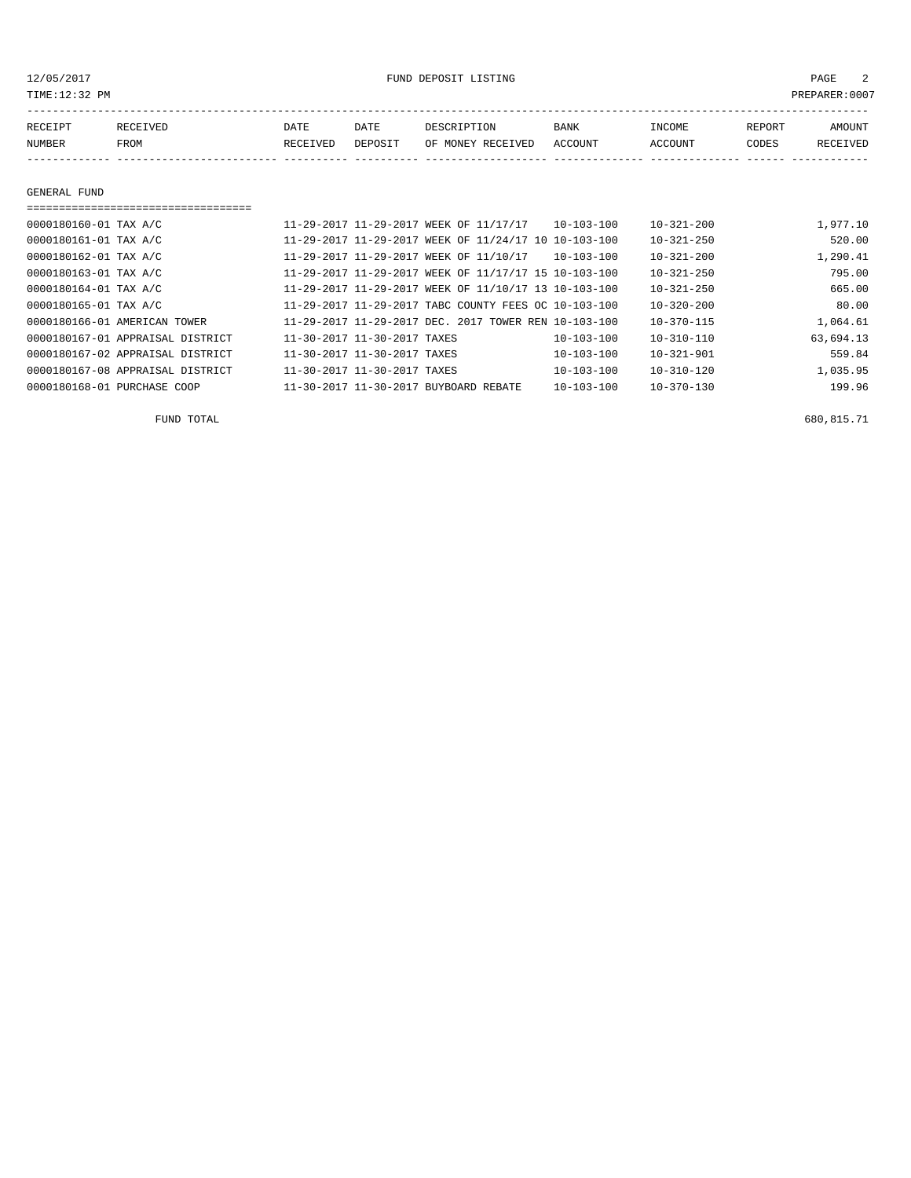FUND DEPOSIT LISTING

12/05/2017
TIME:12:32 PM
PREPARER:0007

| RECEIPT NUMBER | RECEIVED FROM | DATE RECEIVED | DATE DEPOSIT | DESCRIPTION OF MONEY RECEIVED | BANK ACCOUNT | INCOME ACCOUNT | REPORT CODES | AMOUNT RECEIVED |
|---|---|---|---|---|---|---|---|---|

GENERAL FUND

| RECEIPT NUMBER | RECEIVED FROM | DATE RECEIVED | DATE DEPOSIT | DESCRIPTION OF MONEY RECEIVED | BANK ACCOUNT | INCOME ACCOUNT | REPORT CODES | AMOUNT RECEIVED |
|---|---|---|---|---|---|---|---|---|
| 0000180160-01 | TAX A/C | 11-29-2017 | 11-29-2017 | WEEK OF 11/17/17 | 10-103-100 | 10-321-200 | | 1,977.10 |
| 0000180161-01 | TAX A/C | 11-29-2017 | 11-29-2017 | WEEK OF 11/24/17 10 | 10-103-100 | 10-321-250 | | 520.00 |
| 0000180162-01 | TAX A/C | 11-29-2017 | 11-29-2017 | WEEK OF 11/10/17 | 10-103-100 | 10-321-200 | | 1,290.41 |
| 0000180163-01 | TAX A/C | 11-29-2017 | 11-29-2017 | WEEK OF 11/17/17 15 | 10-103-100 | 10-321-250 | | 795.00 |
| 0000180164-01 | TAX A/C | 11-29-2017 | 11-29-2017 | WEEK OF 11/10/17 13 | 10-103-100 | 10-321-250 | | 665.00 |
| 0000180165-01 | TAX A/C | 11-29-2017 | 11-29-2017 | TABC COUNTY FEES OC | 10-103-100 | 10-320-200 | | 80.00 |
| 0000180166-01 | AMERICAN TOWER | 11-29-2017 | 11-29-2017 | DEC. 2017 TOWER REN | 10-103-100 | 10-370-115 | | 1,064.61 |
| 0000180167-01 | APPRAISAL DISTRICT | 11-30-2017 | 11-30-2017 | TAXES | 10-103-100 | 10-310-110 | | 63,694.13 |
| 0000180167-02 | APPRAISAL DISTRICT | 11-30-2017 | 11-30-2017 | TAXES | 10-103-100 | 10-321-901 | | 559.84 |
| 0000180167-08 | APPRAISAL DISTRICT | 11-30-2017 | 11-30-2017 | TAXES | 10-103-100 | 10-310-120 | | 1,035.95 |
| 0000180168-01 | PURCHASE COOP | 11-30-2017 | 11-30-2017 | BUYBOARD REBATE | 10-103-100 | 10-370-130 | | 199.96 |

FUND TOTAL 680,815.71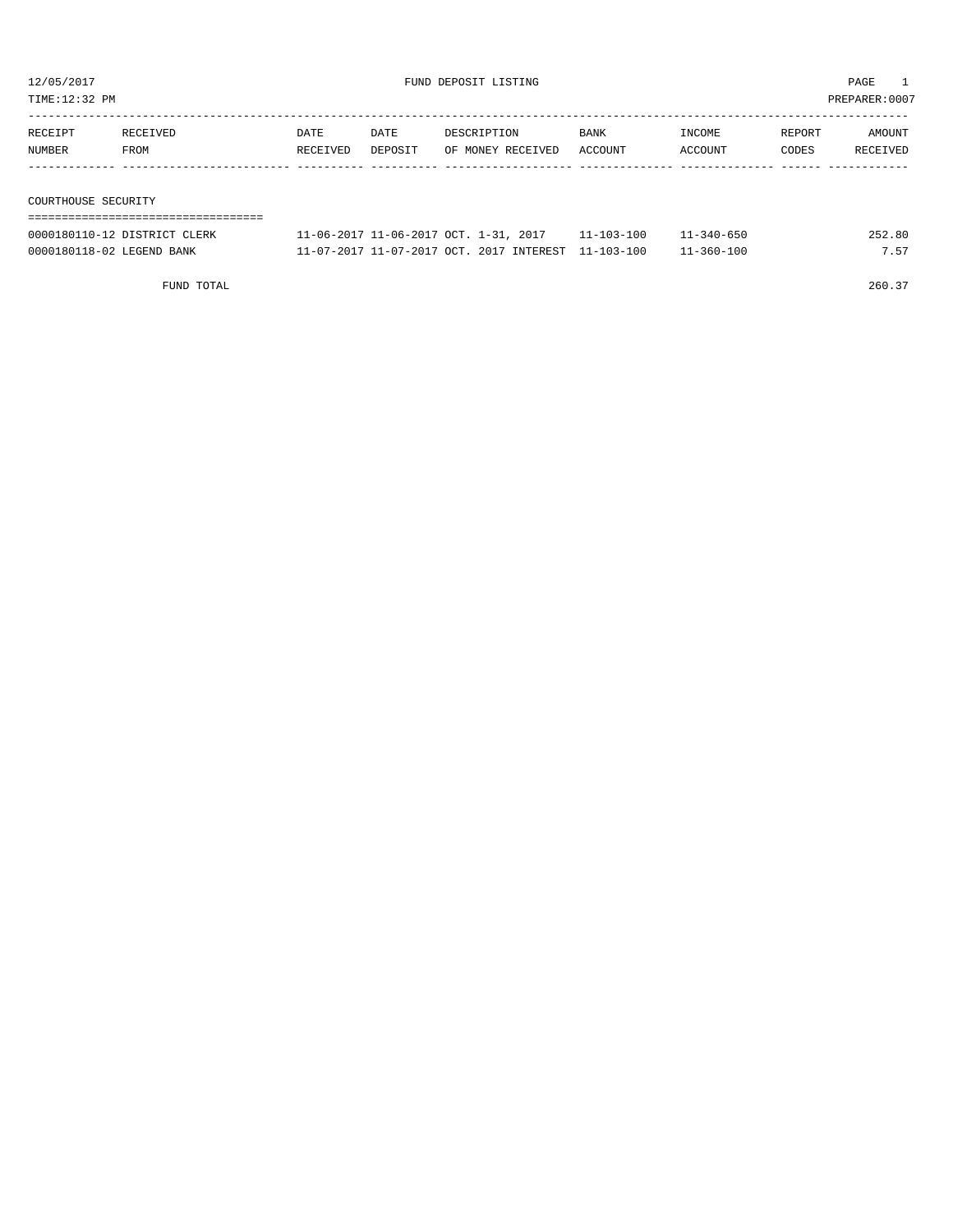12/05/2017 FUND DEPOSIT LISTING PAGE 1
TIME:12:32 PM PREPARER:0007

| RECEIPT NUMBER | RECEIVED FROM | DATE RECEIVED | DATE DEPOSIT | DESCRIPTION OF MONEY RECEIVED | BANK ACCOUNT | INCOME ACCOUNT | REPORT CODES | AMOUNT RECEIVED |
|---|---|---|---|---|---|---|---|---|

## COURTHOUSE SECURITY

| RECEIPT NUMBER | RECEIVED FROM | DATE RECEIVED | DATE DEPOSIT | DESCRIPTION OF MONEY RECEIVED | BANK ACCOUNT | INCOME ACCOUNT | REPORT CODES | AMOUNT RECEIVED |
|---|---|---|---|---|---|---|---|---|
| 0000180110-12 | DISTRICT CLERK | 11-06-2017 | 11-06-2017 | OCT. 1-31, 2017 | 11-103-100 | 11-340-650 | | 252.80 |
| 0000180118-02 | LEGEND BANK | 11-07-2017 | 11-07-2017 | OCT. 2017 INTEREST | 11-103-100 | 11-360-100 | | 7.57 |
| | FUND TOTAL | | | | | | | 260.37 |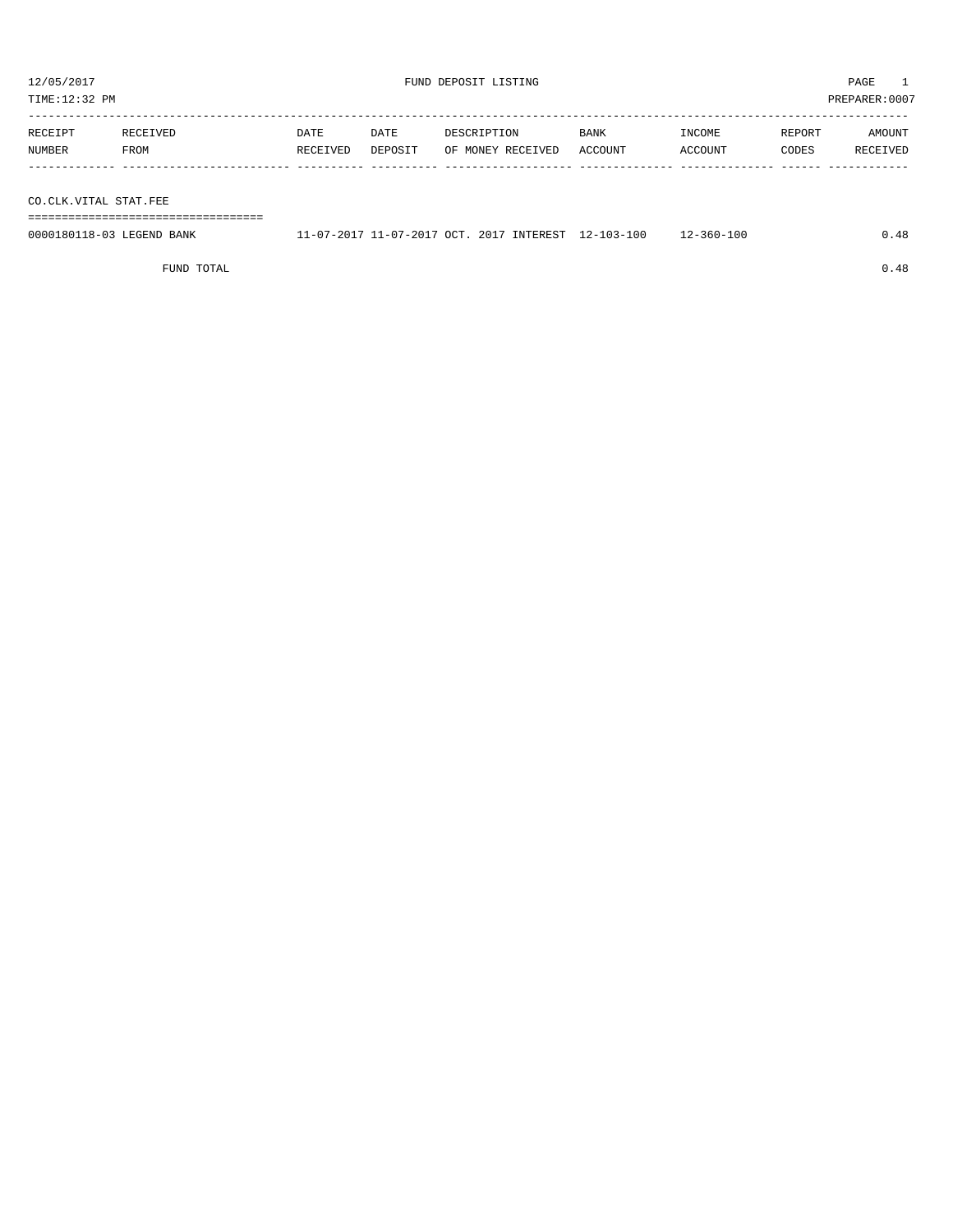12/05/2017 FUND DEPOSIT LISTING

TIME:12:32 PM PREPARER:0007

| RECEIPT NUMBER | RECEIVED FROM | DATE RECEIVED | DATE DEPOSIT | DESCRIPTION OF MONEY RECEIVED | BANK ACCOUNT | INCOME ACCOUNT | REPORT CODES | AMOUNT RECEIVED |
|---|---|---|---|---|---|---|---|---|
| **CO.CLK.VITAL STAT.FEE** | | | | | | | | |
| 0000180118-03 | LEGEND BANK | 11-07-2017 | 11-07-2017 | OCT. 2017 INTEREST | 12-103-100 | 12-360-100 | | 0.48 |
| | FUND TOTAL | | | | | | | 0.48 |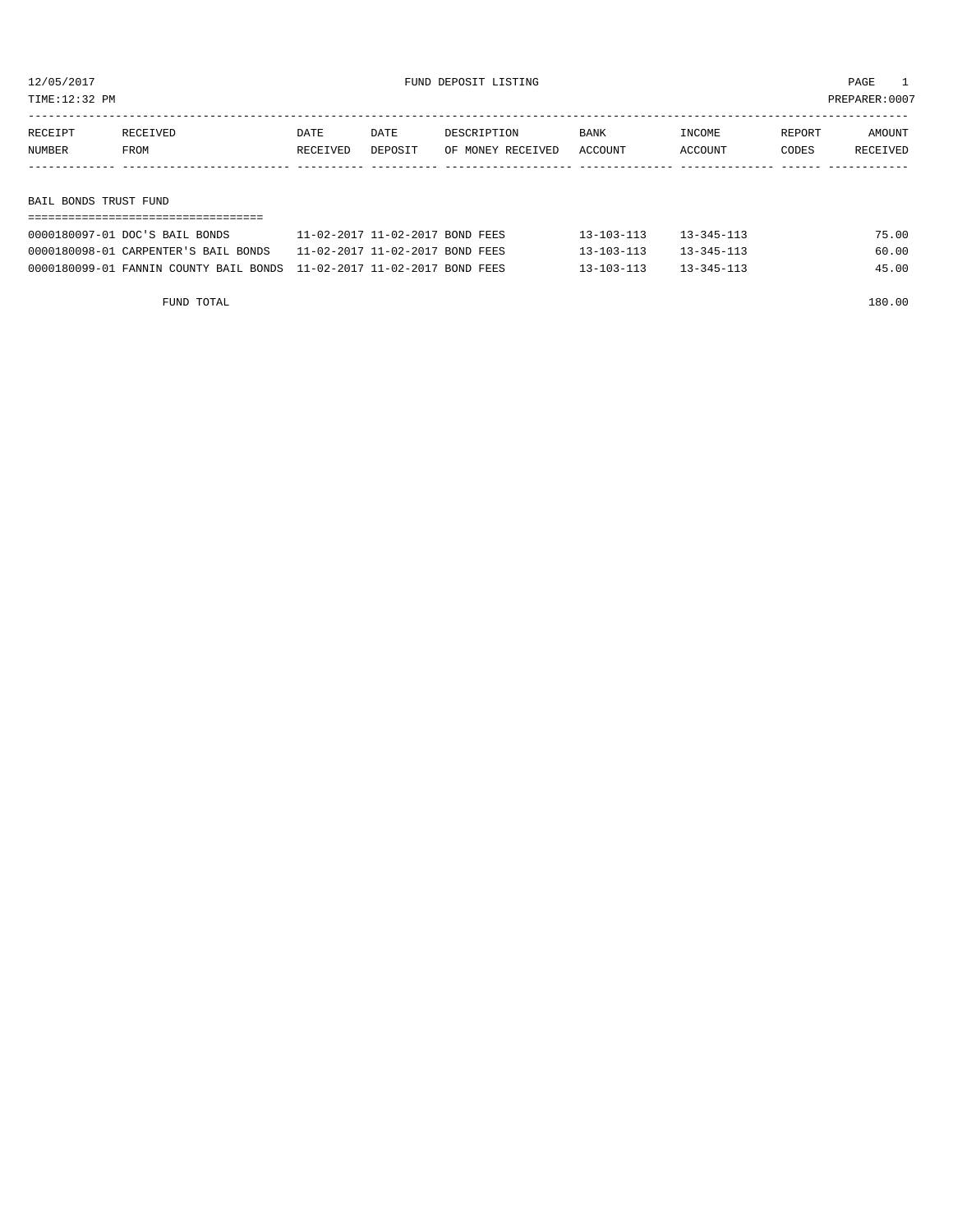12/05/2017 FUND DEPOSIT LISTING

TIME:12:32 PM PREPARER:0007

| RECEIPT NUMBER | RECEIVED FROM | DATE RECEIVED | DATE DEPOSIT | DESCRIPTION OF MONEY RECEIVED | BANK ACCOUNT | INCOME ACCOUNT | REPORT CODES | AMOUNT RECEIVED |
|---|---|---|---|---|---|---|---|---|
| **BAIL BONDS TRUST FUND** | | | | | | | | |
| 0000180097-01 | DOC'S BAIL BONDS | 11-02-2017 | 11-02-2017 | BOND FEES | 13-103-113 | 13-345-113 | | 75.00 |
| 0000180098-01 | CARPENTER'S BAIL BONDS | 11-02-2017 | 11-02-2017 | BOND FEES | 13-103-113 | 13-345-113 | | 60.00 |
| 0000180099-01 | FANNIN COUNTY BAIL BONDS | 11-02-2017 | 11-02-2017 | BOND FEES | 13-103-113 | 13-345-113 | | 45.00 |
| | FUND TOTAL | | | | | | | 180.00 |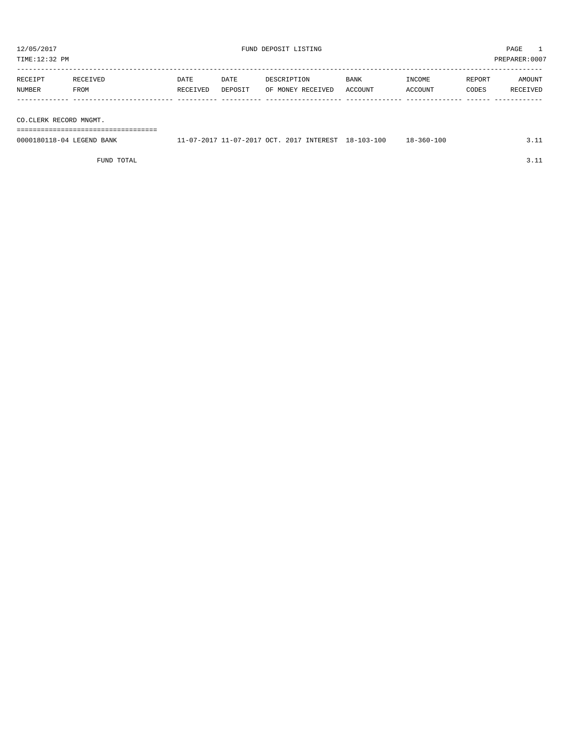12/05/2017 FUND DEPOSIT LISTING

TIME:12:32 PM PREPARER:0007

| RECEIPT NUMBER | RECEIVED FROM | DATE RECEIVED | DATE DEPOSIT | DESCRIPTION OF MONEY RECEIVED | BANK ACCOUNT | INCOME ACCOUNT | REPORT CODES | AMOUNT RECEIVED |
|---|---|---|---|---|---|---|---|---|
| CO.CLERK RECORD MNGMT. | | | | | | | | |
| 0000180118-04 | LEGEND BANK | 11-07-2017 | 11-07-2017 | OCT. 2017 INTEREST | 18-103-100 | 18-360-100 | | 3.11 |
| | FUND TOTAL | | | | | | | 3.11 |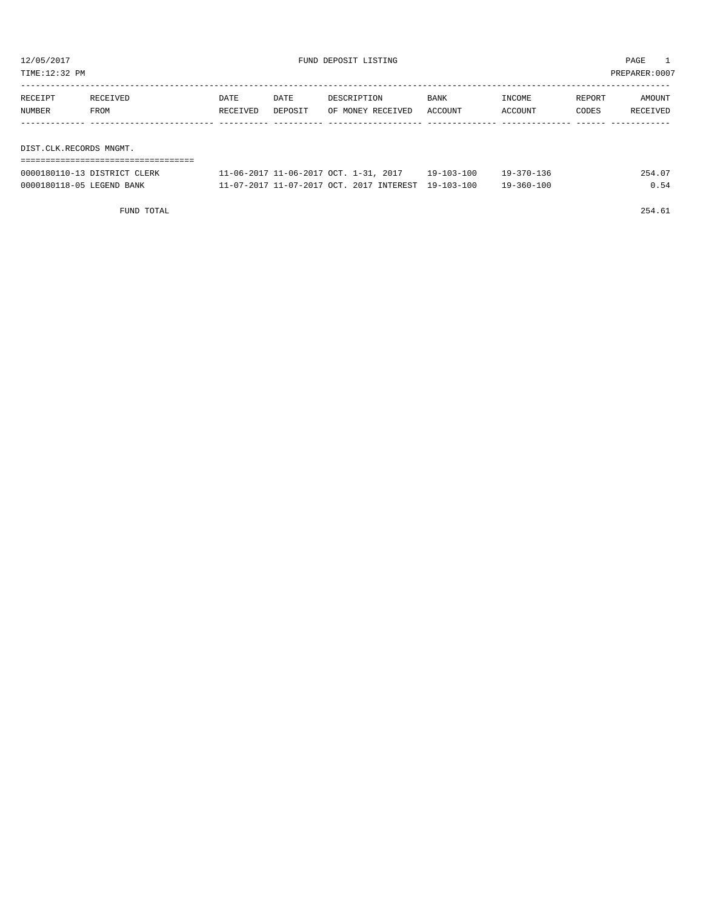12/05/2017 FUND DEPOSIT LISTING

TIME:12:32 PM PREPARER:0007

| RECEIPT NUMBER | RECEIVED FROM | DATE RECEIVED | DATE DEPOSIT | DESCRIPTION OF MONEY RECEIVED | BANK ACCOUNT | INCOME ACCOUNT | REPORT CODES | AMOUNT RECEIVED |
|---|---|---|---|---|---|---|---|---|

## DIST.CLK.RECORDS MNGMT.

| RECEIPT NUMBER | RECEIVED FROM | DATE RECEIVED | DATE DEPOSIT | DESCRIPTION OF MONEY RECEIVED | BANK ACCOUNT | INCOME ACCOUNT | REPORT CODES | AMOUNT RECEIVED |
|---|---|---|---|---|---|---|---|---|
| 0000180110-13 | DISTRICT CLERK | 11-06-2017 | 11-06-2017 | OCT. 1-31, 2017 | 19-103-100 | 19-370-136 | | 254.07 |
| 0000180118-05 | LEGEND BANK | 11-07-2017 | 11-07-2017 | OCT. 2017 INTEREST | 19-103-100 | 19-360-100 | | 0.54 |
| | FUND TOTAL | | | | | | | 254.61 |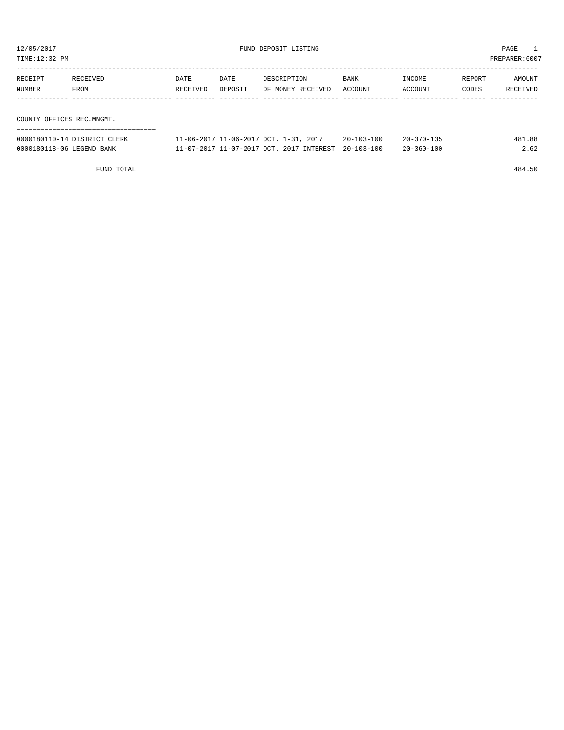12/05/2017 FUND DEPOSIT LISTING

TIME:12:32 PM PREPARER:0007

| RECEIPT NUMBER | RECEIVED FROM | DATE RECEIVED | DATE DEPOSIT | DESCRIPTION OF MONEY RECEIVED | BANK ACCOUNT | INCOME ACCOUNT | REPORT CODES | AMOUNT RECEIVED |
|---|---|---|---|---|---|---|---|---|

COUNTY OFFICES REC.MNGMT.

| RECEIPT NUMBER | RECEIVED FROM | DATE RECEIVED | DATE DEPOSIT | DESCRIPTION OF MONEY RECEIVED | BANK ACCOUNT | INCOME ACCOUNT | REPORT CODES | AMOUNT RECEIVED |
|---|---|---|---|---|---|---|---|---|
| 0000180110-14 | DISTRICT CLERK | 11-06-2017 | 11-06-2017 | OCT. 1-31, 2017 | 20-103-100 | 20-370-135 | | 481.88 |
| 0000180118-06 | LEGEND BANK | 11-07-2017 | 11-07-2017 | OCT. 2017 INTEREST | 20-103-100 | 20-360-100 | | 2.62 |
| | FUND TOTAL | | | | | | | 484.50 |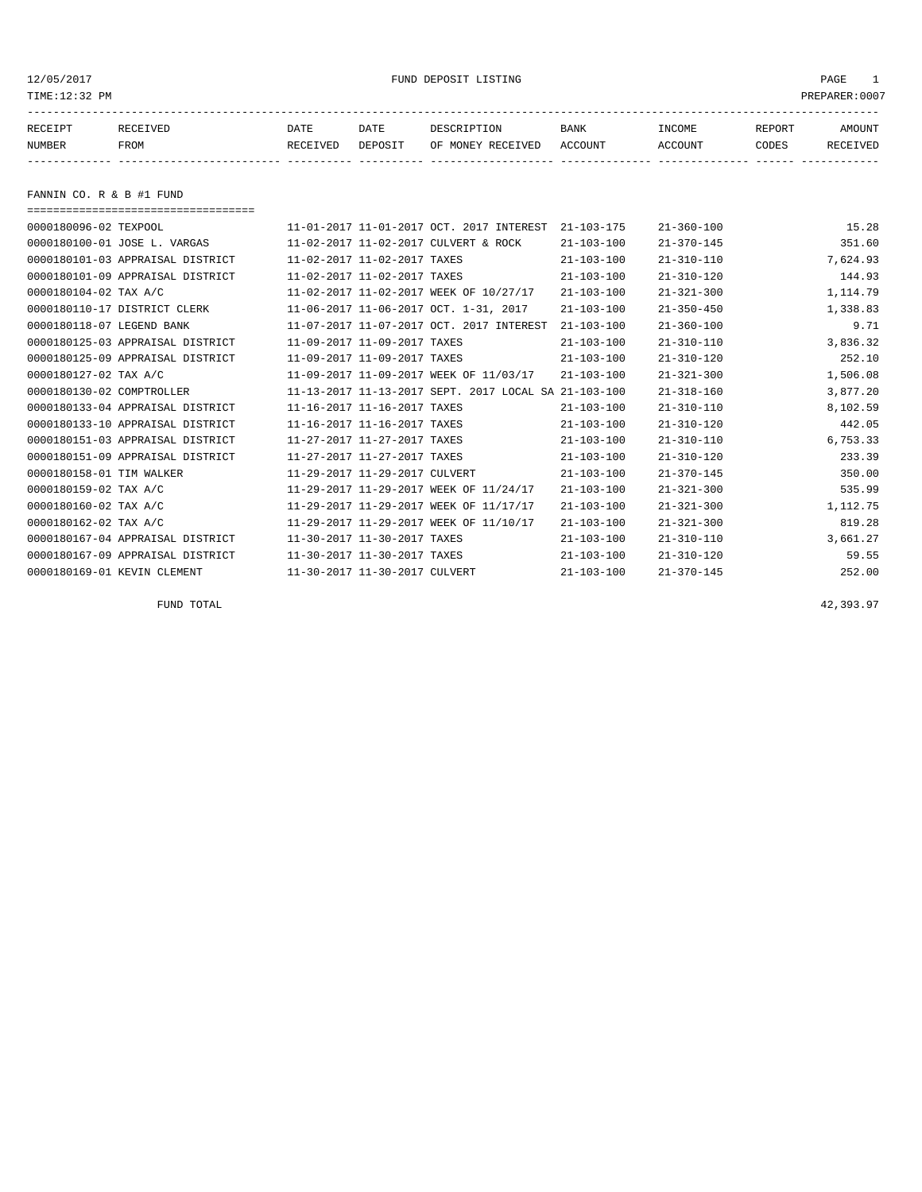12/05/2017 FUND DEPOSIT LISTING PAGE 1

TIME:12:32 PM PREPARER:0007

| RECEIPT NUMBER | RECEIVED FROM | DATE RECEIVED | DATE DEPOSIT | DESCRIPTION OF MONEY RECEIVED | BANK ACCOUNT | INCOME ACCOUNT | REPORT CODES | AMOUNT RECEIVED |
|---|---|---|---|---|---|---|---|---|

FANNIN CO. R & B #1 FUND

| RECEIPT NUMBER | RECEIVED FROM | DATE RECEIVED | DATE DEPOSIT | DESCRIPTION OF MONEY RECEIVED | BANK ACCOUNT | INCOME ACCOUNT | REPORT CODES | AMOUNT RECEIVED |
|---|---|---|---|---|---|---|---|---|
| 0000180096-02 | TEXPOOL | 11-01-2017 | 11-01-2017 | OCT. 2017 INTEREST | 21-103-175 | 21-360-100 | | 15.28 |
| 0000180100-01 | JOSE L. VARGAS | 11-02-2017 | 11-02-2017 | CULVERT & ROCK | 21-103-100 | 21-370-145 | | 351.60 |
| 0000180101-03 | APPRAISAL DISTRICT | 11-02-2017 | 11-02-2017 | TAXES | 21-103-100 | 21-310-110 | | 7,624.93 |
| 0000180101-09 | APPRAISAL DISTRICT | 11-02-2017 | 11-02-2017 | TAXES | 21-103-100 | 21-310-120 | | 144.93 |
| 0000180104-02 | TAX A/C | 11-02-2017 | 11-02-2017 | WEEK OF 10/27/17 | 21-103-100 | 21-321-300 | | 1,114.79 |
| 0000180110-17 | DISTRICT CLERK | 11-06-2017 | 11-06-2017 | OCT. 1-31, 2017 | 21-103-100 | 21-350-450 | | 1,338.83 |
| 0000180118-07 | LEGEND BANK | 11-07-2017 | 11-07-2017 | OCT. 2017 INTEREST | 21-103-100 | 21-360-100 | | 9.71 |
| 0000180125-03 | APPRAISAL DISTRICT | 11-09-2017 | 11-09-2017 | TAXES | 21-103-100 | 21-310-110 | | 3,836.32 |
| 0000180125-09 | APPRAISAL DISTRICT | 11-09-2017 | 11-09-2017 | TAXES | 21-103-100 | 21-310-120 | | 252.10 |
| 0000180127-02 | TAX A/C | 11-09-2017 | 11-09-2017 | WEEK OF 11/03/17 | 21-103-100 | 21-321-300 | | 1,506.08 |
| 0000180130-02 | COMPTROLLER | 11-13-2017 | 11-13-2017 | SEPT. 2017 LOCAL SA | 21-103-100 | 21-318-160 | | 3,877.20 |
| 0000180133-04 | APPRAISAL DISTRICT | 11-16-2017 | 11-16-2017 | TAXES | 21-103-100 | 21-310-110 | | 8,102.59 |
| 0000180133-10 | APPRAISAL DISTRICT | 11-16-2017 | 11-16-2017 | TAXES | 21-103-100 | 21-310-120 | | 442.05 |
| 0000180151-03 | APPRAISAL DISTRICT | 11-27-2017 | 11-27-2017 | TAXES | 21-103-100 | 21-310-110 | | 6,753.33 |
| 0000180151-09 | APPRAISAL DISTRICT | 11-27-2017 | 11-27-2017 | TAXES | 21-103-100 | 21-310-120 | | 233.39 |
| 0000180158-01 | TIM WALKER | 11-29-2017 | 11-29-2017 | CULVERT | 21-103-100 | 21-370-145 | | 350.00 |
| 0000180159-02 | TAX A/C | 11-29-2017 | 11-29-2017 | WEEK OF 11/24/17 | 21-103-100 | 21-321-300 | | 535.99 |
| 0000180160-02 | TAX A/C | 11-29-2017 | 11-29-2017 | WEEK OF 11/17/17 | 21-103-100 | 21-321-300 | | 1,112.75 |
| 0000180162-02 | TAX A/C | 11-29-2017 | 11-29-2017 | WEEK OF 11/10/17 | 21-103-100 | 21-321-300 | | 819.28 |
| 0000180167-04 | APPRAISAL DISTRICT | 11-30-2017 | 11-30-2017 | TAXES | 21-103-100 | 21-310-110 | | 3,661.27 |
| 0000180167-09 | APPRAISAL DISTRICT | 11-30-2017 | 11-30-2017 | TAXES | 21-103-100 | 21-310-120 | | 59.55 |
| 0000180169-01 | KEVIN CLEMENT | 11-30-2017 | 11-30-2017 | CULVERT | 21-103-100 | 21-370-145 | | 252.00 |

FUND TOTAL 42,393.97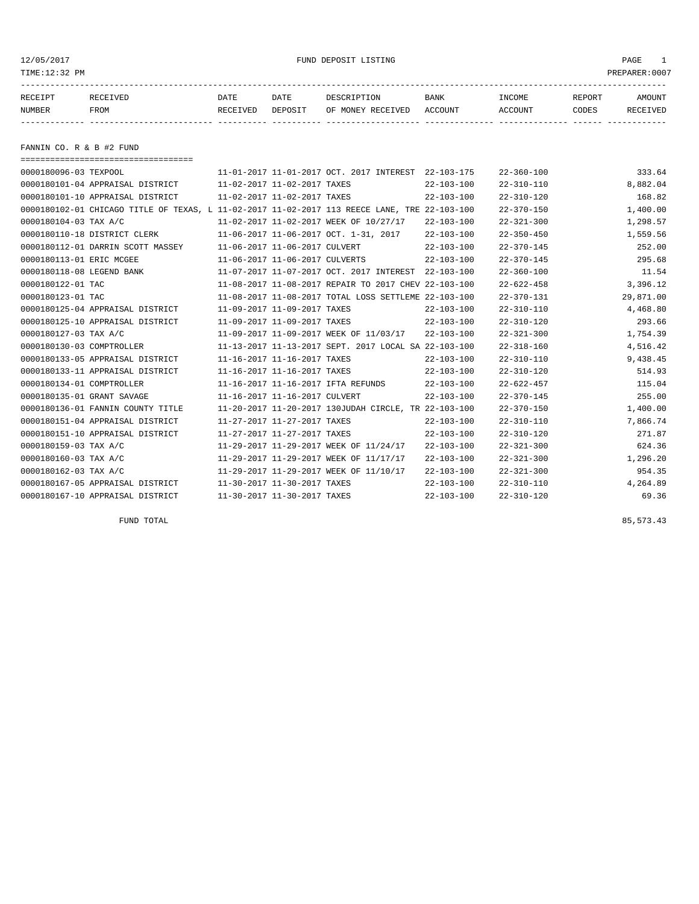FUND DEPOSIT LISTING

12/05/2017
TIME:12:32 PM
PREPARER:0007

| RECEIPT NUMBER | RECEIVED FROM | DATE RECEIVED | DATE DEPOSIT | DESCRIPTION OF MONEY RECEIVED | BANK ACCOUNT | INCOME ACCOUNT | REPORT CODES | AMOUNT RECEIVED |
|---|---|---|---|---|---|---|---|---|

## FANNIN CO. R & B #2 FUND

| RECEIPT NUMBER | RECEIVED FROM | DATE RECEIVED | DATE DEPOSIT | DESCRIPTION OF MONEY RECEIVED | BANK ACCOUNT | INCOME ACCOUNT | REPORT CODES | AMOUNT RECEIVED |
|---|---|---|---|---|---|---|---|---|
| 0000180096-03 | TEXPOOL | 11-01-2017 | 11-01-2017 | OCT. 2017 INTEREST | 22-103-175 | 22-360-100 | | 333.64 |
| 0000180101-04 | APPRAISAL DISTRICT | 11-02-2017 | 11-02-2017 | TAXES | 22-103-100 | 22-310-110 | | 8,882.04 |
| 0000180101-10 | APPRAISAL DISTRICT | 11-02-2017 | 11-02-2017 | TAXES | 22-103-100 | 22-310-120 | | 168.82 |
| 0000180102-01 | CHICAGO TITLE OF TEXAS, L | 11-02-2017 | 11-02-2017 | 113 REECE LANE, TRE | 22-103-100 | 22-370-150 | | 1,400.00 |
| 0000180104-03 | TAX A/C | 11-02-2017 | 11-02-2017 | WEEK OF 10/27/17 | 22-103-100 | 22-321-300 | | 1,298.57 |
| 0000180110-18 | DISTRICT CLERK | 11-06-2017 | 11-06-2017 | OCT. 1-31, 2017 | 22-103-100 | 22-350-450 | | 1,559.56 |
| 0000180112-01 | DARRIN SCOTT MASSEY | 11-06-2017 | 11-06-2017 | CULVERT | 22-103-100 | 22-370-145 | | 252.00 |
| 0000180113-01 | ERIC MCGEE | 11-06-2017 | 11-06-2017 | CULVERTS | 22-103-100 | 22-370-145 | | 295.68 |
| 0000180118-08 | LEGEND BANK | 11-07-2017 | 11-07-2017 | OCT. 2017 INTEREST | 22-103-100 | 22-360-100 | | 11.54 |
| 0000180122-01 | TAC | 11-08-2017 | 11-08-2017 | REPAIR TO 2017 CHEV | 22-103-100 | 22-622-458 | | 3,396.12 |
| 0000180123-01 | TAC | 11-08-2017 | 11-08-2017 | TOTAL LOSS SETTLEME | 22-103-100 | 22-370-131 | | 29,871.00 |
| 0000180125-04 | APPRAISAL DISTRICT | 11-09-2017 | 11-09-2017 | TAXES | 22-103-100 | 22-310-110 | | 4,468.80 |
| 0000180125-10 | APPRAISAL DISTRICT | 11-09-2017 | 11-09-2017 | TAXES | 22-103-100 | 22-310-120 | | 293.66 |
| 0000180127-03 | TAX A/C | 11-09-2017 | 11-09-2017 | WEEK OF 11/03/17 | 22-103-100 | 22-321-300 | | 1,754.39 |
| 0000180130-03 | COMPTROLLER | 11-13-2017 | 11-13-2017 | SEPT. 2017 LOCAL SA | 22-103-100 | 22-318-160 | | 4,516.42 |
| 0000180133-05 | APPRAISAL DISTRICT | 11-16-2017 | 11-16-2017 | TAXES | 22-103-100 | 22-310-110 | | 9,438.45 |
| 0000180133-11 | APPRAISAL DISTRICT | 11-16-2017 | 11-16-2017 | TAXES | 22-103-100 | 22-310-120 | | 514.93 |
| 0000180134-01 | COMPTROLLER | 11-16-2017 | 11-16-2017 | IFTA REFUNDS | 22-103-100 | 22-622-457 | | 115.04 |
| 0000180135-01 | GRANT SAVAGE | 11-16-2017 | 11-16-2017 | CULVERT | 22-103-100 | 22-370-145 | | 255.00 |
| 0000180136-01 | FANNIN COUNTY TITLE | 11-20-2017 | 11-20-2017 | 130JUDAH CIRCLE, TR | 22-103-100 | 22-370-150 | | 1,400.00 |
| 0000180151-04 | APPRAISAL DISTRICT | 11-27-2017 | 11-27-2017 | TAXES | 22-103-100 | 22-310-110 | | 7,866.74 |
| 0000180151-10 | APPRAISAL DISTRICT | 11-27-2017 | 11-27-2017 | TAXES | 22-103-100 | 22-310-120 | | 271.87 |
| 0000180159-03 | TAX A/C | 11-29-2017 | 11-29-2017 | WEEK OF 11/24/17 | 22-103-100 | 22-321-300 | | 624.36 |
| 0000180160-03 | TAX A/C | 11-29-2017 | 11-29-2017 | WEEK OF 11/17/17 | 22-103-100 | 22-321-300 | | 1,296.20 |
| 0000180162-03 | TAX A/C | 11-29-2017 | 11-29-2017 | WEEK OF 11/10/17 | 22-103-100 | 22-321-300 | | 954.35 |
| 0000180167-05 | APPRAISAL DISTRICT | 11-30-2017 | 11-30-2017 | TAXES | 22-103-100 | 22-310-110 | | 4,264.89 |
| 0000180167-10 | APPRAISAL DISTRICT | 11-30-2017 | 11-30-2017 | TAXES | 22-103-100 | 22-310-120 | | 69.36 |
| | FUND TOTAL | | | | | | | 85,573.43 |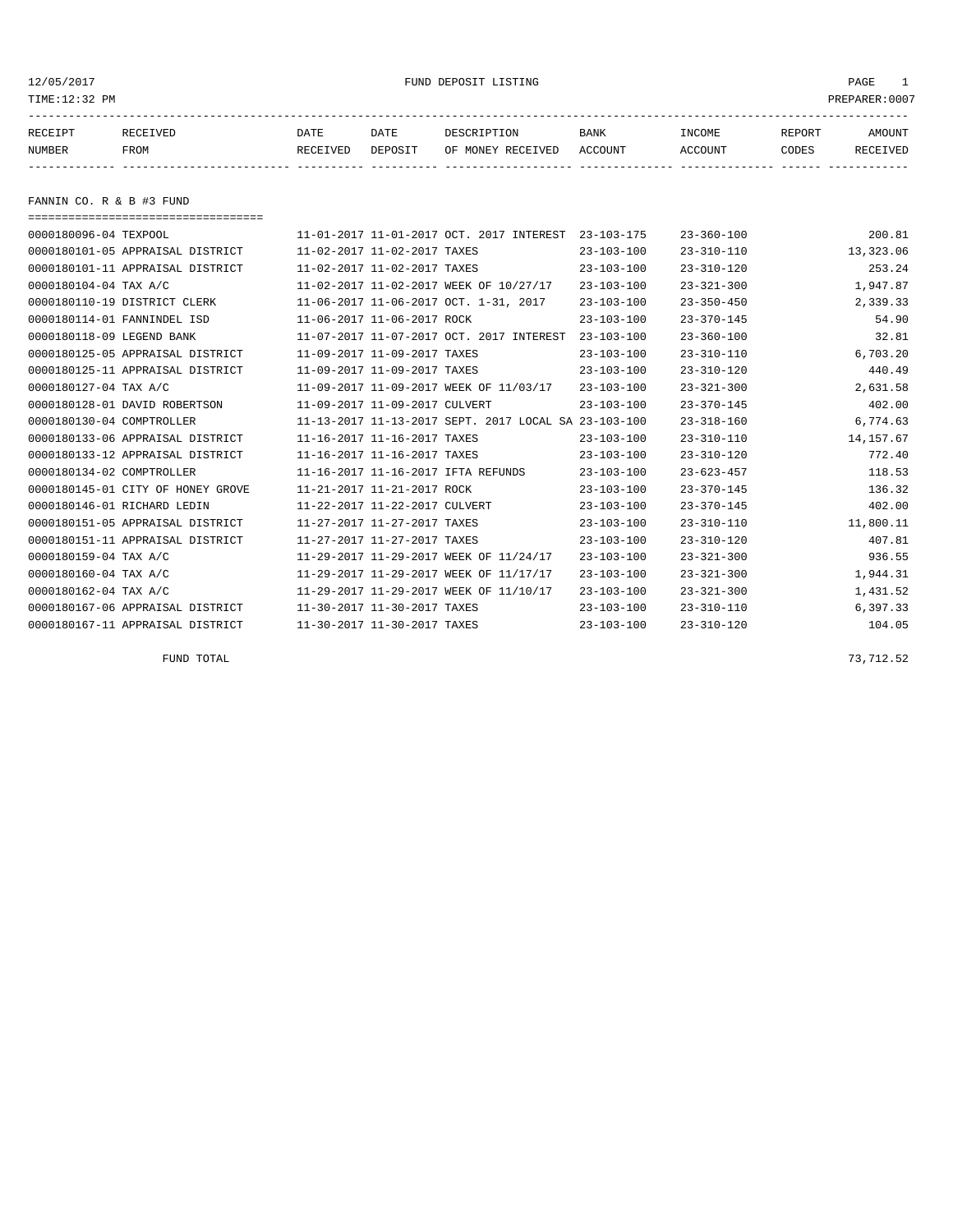12/05/2017 FUND DEPOSIT LISTING PAGE 1
TIME:12:32 PM PREPARER:0007

## FANNIN CO. R & B #3 FUND

| RECEIPT NUMBER | RECEIVED FROM | DATE RECEIVED | DATE DEPOSIT | DESCRIPTION OF MONEY RECEIVED | BANK ACCOUNT | INCOME ACCOUNT | REPORT CODES | AMOUNT RECEIVED |
|---|---|---|---|---|---|---|---|---|
| 0000180096-04 | TEXPOOL | 11-01-2017 | 11-01-2017 | OCT. 2017 INTEREST | 23-103-175 | 23-360-100 | | 200.81 |
| 0000180101-05 | APPRAISAL DISTRICT | 11-02-2017 | 11-02-2017 | TAXES | 23-103-100 | 23-310-110 | | 13,323.06 |
| 0000180101-11 | APPRAISAL DISTRICT | 11-02-2017 | 11-02-2017 | TAXES | 23-103-100 | 23-310-120 | | 253.24 |
| 0000180104-04 | TAX A/C | 11-02-2017 | 11-02-2017 | WEEK OF 10/27/17 | 23-103-100 | 23-321-300 | | 1,947.87 |
| 0000180110-19 | DISTRICT CLERK | 11-06-2017 | 11-06-2017 | OCT. 1-31, 2017 | 23-103-100 | 23-350-450 | | 2,339.33 |
| 0000180114-01 | FANNINDEL ISD | 11-06-2017 | 11-06-2017 | ROCK | 23-103-100 | 23-370-145 | | 54.90 |
| 0000180118-09 | LEGEND BANK | 11-07-2017 | 11-07-2017 | OCT. 2017 INTEREST | 23-103-100 | 23-360-100 | | 32.81 |
| 0000180125-05 | APPRAISAL DISTRICT | 11-09-2017 | 11-09-2017 | TAXES | 23-103-100 | 23-310-110 | | 6,703.20 |
| 0000180125-11 | APPRAISAL DISTRICT | 11-09-2017 | 11-09-2017 | TAXES | 23-103-100 | 23-310-120 | | 440.49 |
| 0000180127-04 | TAX A/C | 11-09-2017 | 11-09-2017 | WEEK OF 11/03/17 | 23-103-100 | 23-321-300 | | 2,631.58 |
| 0000180128-01 | DAVID ROBERTSON | 11-09-2017 | 11-09-2017 | CULVERT | 23-103-100 | 23-370-145 | | 402.00 |
| 0000180130-04 | COMPTROLLER | 11-13-2017 | 11-13-2017 | SEPT. 2017 LOCAL SA | 23-103-100 | 23-318-160 | | 6,774.63 |
| 0000180133-06 | APPRAISAL DISTRICT | 11-16-2017 | 11-16-2017 | TAXES | 23-103-100 | 23-310-110 | | 14,157.67 |
| 0000180133-12 | APPRAISAL DISTRICT | 11-16-2017 | 11-16-2017 | TAXES | 23-103-100 | 23-310-120 | | 772.40 |
| 0000180134-02 | COMPTROLLER | 11-16-2017 | 11-16-2017 | IFTA REFUNDS | 23-103-100 | 23-623-457 | | 118.53 |
| 0000180145-01 | CITY OF HONEY GROVE | 11-21-2017 | 11-21-2017 | ROCK | 23-103-100 | 23-370-145 | | 136.32 |
| 0000180146-01 | RICHARD LEDIN | 11-22-2017 | 11-22-2017 | CULVERT | 23-103-100 | 23-370-145 | | 402.00 |
| 0000180151-05 | APPRAISAL DISTRICT | 11-27-2017 | 11-27-2017 | TAXES | 23-103-100 | 23-310-110 | | 11,800.11 |
| 0000180151-11 | APPRAISAL DISTRICT | 11-27-2017 | 11-27-2017 | TAXES | 23-103-100 | 23-310-120 | | 407.81 |
| 0000180159-04 | TAX A/C | 11-29-2017 | 11-29-2017 | WEEK OF 11/24/17 | 23-103-100 | 23-321-300 | | 936.55 |
| 0000180160-04 | TAX A/C | 11-29-2017 | 11-29-2017 | WEEK OF 11/17/17 | 23-103-100 | 23-321-300 | | 1,944.31 |
| 0000180162-04 | TAX A/C | 11-29-2017 | 11-29-2017 | WEEK OF 11/10/17 | 23-103-100 | 23-321-300 | | 1,431.52 |
| 0000180167-06 | APPRAISAL DISTRICT | 11-30-2017 | 11-30-2017 | TAXES | 23-103-100 | 23-310-110 | | 6,397.33 |
| 0000180167-11 | APPRAISAL DISTRICT | 11-30-2017 | 11-30-2017 | TAXES | 23-103-100 | 23-310-120 | | 104.05 |
| | FUND TOTAL | | | | | | | 73,712.52 |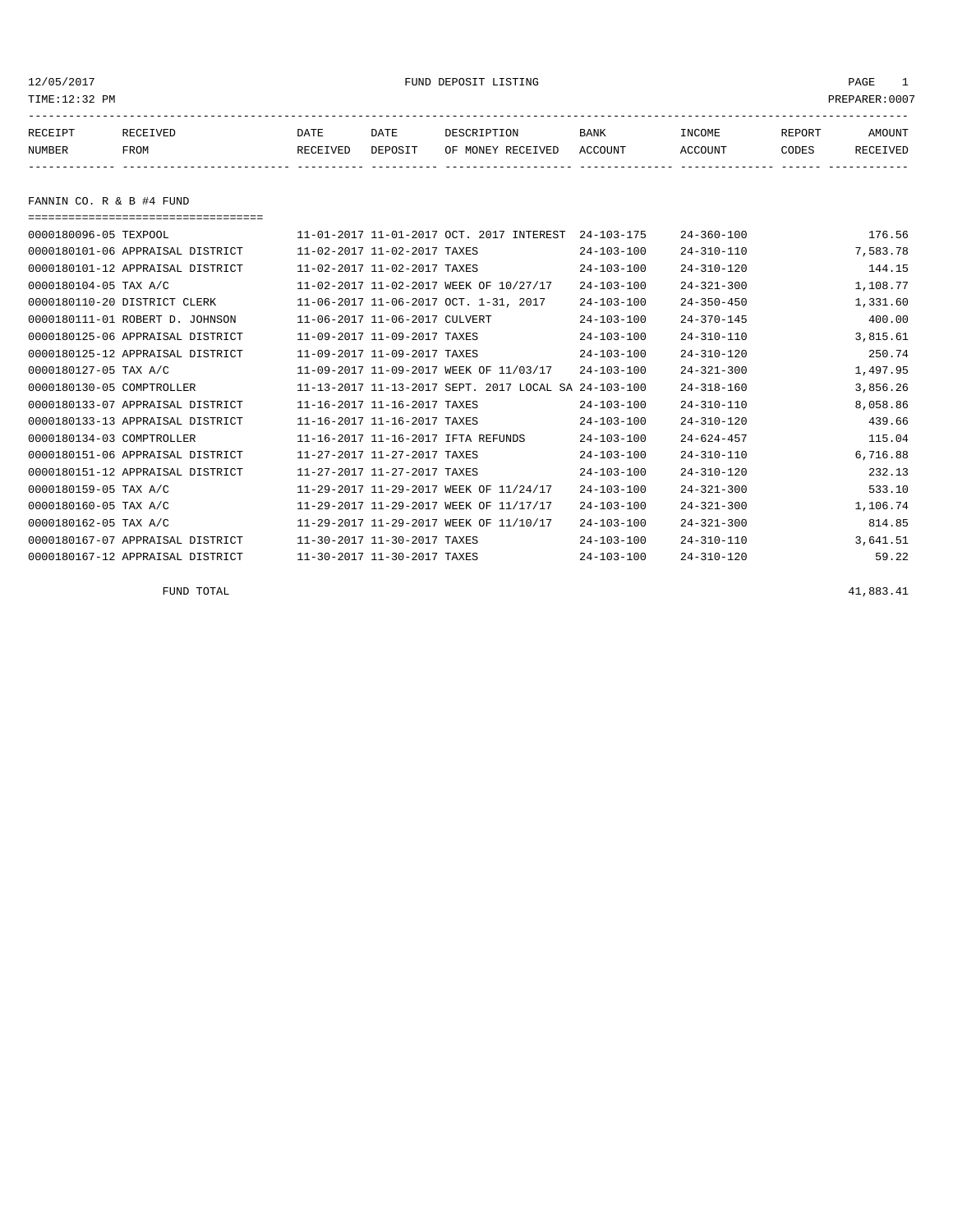12/05/2017 FUND DEPOSIT LISTING

TIME:12:32 PM PREPARER:0007

| RECEIPT NUMBER | RECEIVED FROM | DATE RECEIVED | DATE DEPOSIT | DESCRIPTION OF MONEY RECEIVED | BANK ACCOUNT | INCOME ACCOUNT | REPORT CODES | AMOUNT RECEIVED |
|---|---|---|---|---|---|---|---|---|

## FANNIN CO. R & B #4 FUND

| RECEIPT NUMBER | RECEIVED FROM | DATE RECEIVED | DATE DEPOSIT | DESCRIPTION OF MONEY RECEIVED | BANK ACCOUNT | INCOME ACCOUNT | REPORT CODES | AMOUNT RECEIVED |
|---|---|---|---|---|---|---|---|---|
| 0000180096-05 | TEXPOOL | 11-01-2017 | 11-01-2017 | OCT. 2017 INTEREST | 24-103-175 | 24-360-100 | | 176.56 |
| 0000180101-06 | APPRAISAL DISTRICT | 11-02-2017 | 11-02-2017 | TAXES | 24-103-100 | 24-310-110 | | 7,583.78 |
| 0000180101-12 | APPRAISAL DISTRICT | 11-02-2017 | 11-02-2017 | TAXES | 24-103-100 | 24-310-120 | | 144.15 |
| 0000180104-05 | TAX A/C | 11-02-2017 | 11-02-2017 | WEEK OF 10/27/17 | 24-103-100 | 24-321-300 | | 1,108.77 |
| 0000180110-20 | DISTRICT CLERK | 11-06-2017 | 11-06-2017 | OCT. 1-31, 2017 | 24-103-100 | 24-350-450 | | 1,331.60 |
| 0000180111-01 | ROBERT D. JOHNSON | 11-06-2017 | 11-06-2017 | CULVERT | 24-103-100 | 24-370-145 | | 400.00 |
| 0000180125-06 | APPRAISAL DISTRICT | 11-09-2017 | 11-09-2017 | TAXES | 24-103-100 | 24-310-110 | | 3,815.61 |
| 0000180125-12 | APPRAISAL DISTRICT | 11-09-2017 | 11-09-2017 | TAXES | 24-103-100 | 24-310-120 | | 250.74 |
| 0000180127-05 | TAX A/C | 11-09-2017 | 11-09-2017 | WEEK OF 11/03/17 | 24-103-100 | 24-321-300 | | 1,497.95 |
| 0000180130-05 | COMPTROLLER | 11-13-2017 | 11-13-2017 | SEPT. 2017 LOCAL SA | 24-103-100 | 24-318-160 | | 3,856.26 |
| 0000180133-07 | APPRAISAL DISTRICT | 11-16-2017 | 11-16-2017 | TAXES | 24-103-100 | 24-310-110 | | 8,058.86 |
| 0000180133-13 | APPRAISAL DISTRICT | 11-16-2017 | 11-16-2017 | TAXES | 24-103-100 | 24-310-120 | | 439.66 |
| 0000180134-03 | COMPTROLLER | 11-16-2017 | 11-16-2017 | IFTA REFUNDS | 24-103-100 | 24-624-457 | | 115.04 |
| 0000180151-06 | APPRAISAL DISTRICT | 11-27-2017 | 11-27-2017 | TAXES | 24-103-100 | 24-310-110 | | 6,716.88 |
| 0000180151-12 | APPRAISAL DISTRICT | 11-27-2017 | 11-27-2017 | TAXES | 24-103-100 | 24-310-120 | | 232.13 |
| 0000180159-05 | TAX A/C | 11-29-2017 | 11-29-2017 | WEEK OF 11/24/17 | 24-103-100 | 24-321-300 | | 533.10 |
| 0000180160-05 | TAX A/C | 11-29-2017 | 11-29-2017 | WEEK OF 11/17/17 | 24-103-100 | 24-321-300 | | 1,106.74 |
| 0000180162-05 | TAX A/C | 11-29-2017 | 11-29-2017 | WEEK OF 11/10/17 | 24-103-100 | 24-321-300 | | 814.85 |
| 0000180167-07 | APPRAISAL DISTRICT | 11-30-2017 | 11-30-2017 | TAXES | 24-103-100 | 24-310-110 | | 3,641.51 |
| 0000180167-12 | APPRAISAL DISTRICT | 11-30-2017 | 11-30-2017 | TAXES | 24-103-100 | 24-310-120 | | 59.22 |

FUND TOTAL 41,883.41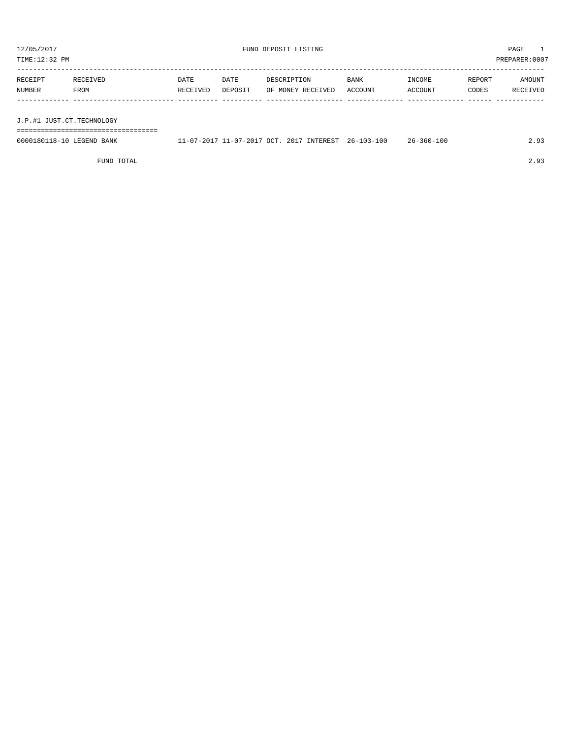12/05/2017 FUND DEPOSIT LISTING

TIME:12:32 PM PREPARER:0007

| RECEIPT NUMBER | RECEIVED FROM | DATE RECEIVED | DATE DEPOSIT | DESCRIPTION OF MONEY RECEIVED | BANK ACCOUNT | INCOME ACCOUNT | REPORT CODES | AMOUNT RECEIVED |
|---|---|---|---|---|---|---|---|---|
| J.P.#1 JUST.CT.TECHNOLOGY | | | | | | | | |
| 0000180118-10 | LEGEND BANK | 11-07-2017 | 11-07-2017 | OCT. 2017 INTEREST | 26-103-100 | 26-360-100 | | 2.93 |
| | FUND TOTAL | | | | | | | 2.93 |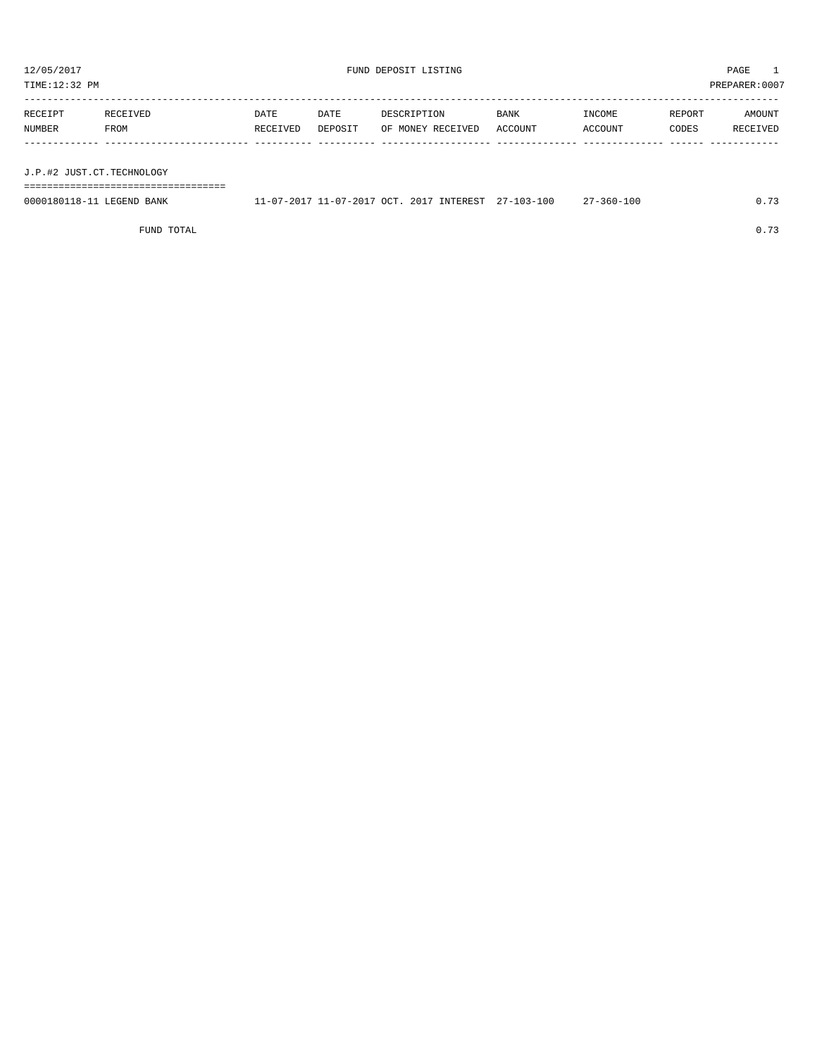12/05/2017 FUND DEPOSIT LISTING PAGE 1

TIME:12:32 PM PREPARER:0007

| RECEIPT NUMBER | RECEIVED FROM | DATE RECEIVED | DATE DEPOSIT | DESCRIPTION OF MONEY RECEIVED | BANK ACCOUNT | INCOME ACCOUNT | REPORT CODES | AMOUNT RECEIVED |
|---|---|---|---|---|---|---|---|---|
| J.P.#2 JUST.CT.TECHNOLOGY | | | | | | | | |
| 0000180118-11 | LEGEND BANK | 11-07-2017 | 11-07-2017 | OCT. 2017 INTEREST | 27-103-100 | 27-360-100 | | 0.73 |
| | FUND TOTAL | | | | | | | 0.73 |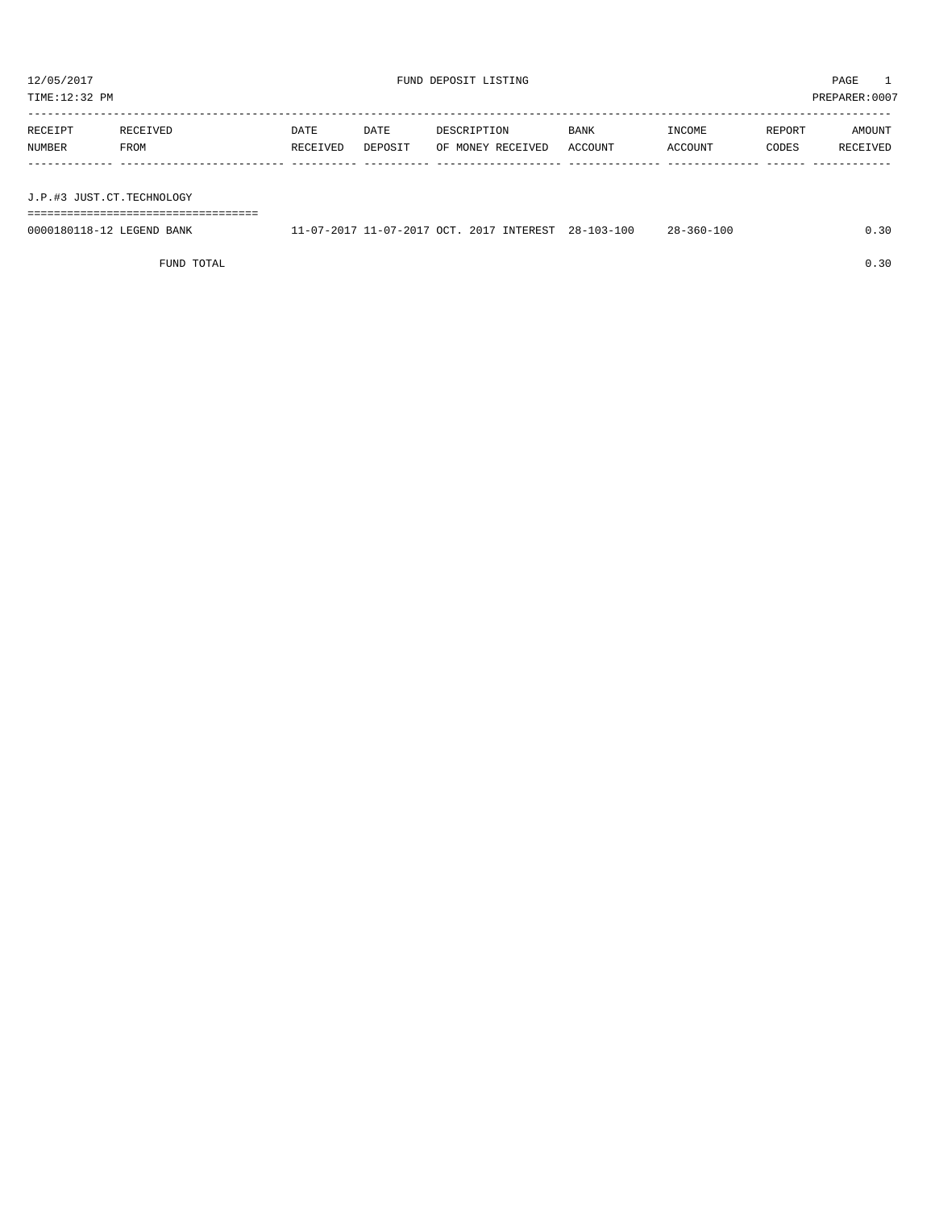12/05/2017 FUND DEPOSIT LISTING

TIME:12:32 PM PREPARER:0007

| RECEIPT NUMBER | RECEIVED FROM | DATE RECEIVED | DATE DEPOSIT | DESCRIPTION OF MONEY RECEIVED | BANK ACCOUNT | INCOME ACCOUNT | REPORT CODES | AMOUNT RECEIVED |
|---|---|---|---|---|---|---|---|---|
| J.P.#3 JUST.CT.TECHNOLOGY | | | | | | | | |
| 0000180118-12 | LEGEND BANK | 11-07-2017 | 11-07-2017 | OCT. 2017 INTEREST | 28-103-100 | 28-360-100 | | 0.30 |
| | FUND TOTAL | | | | | | | 0.30 |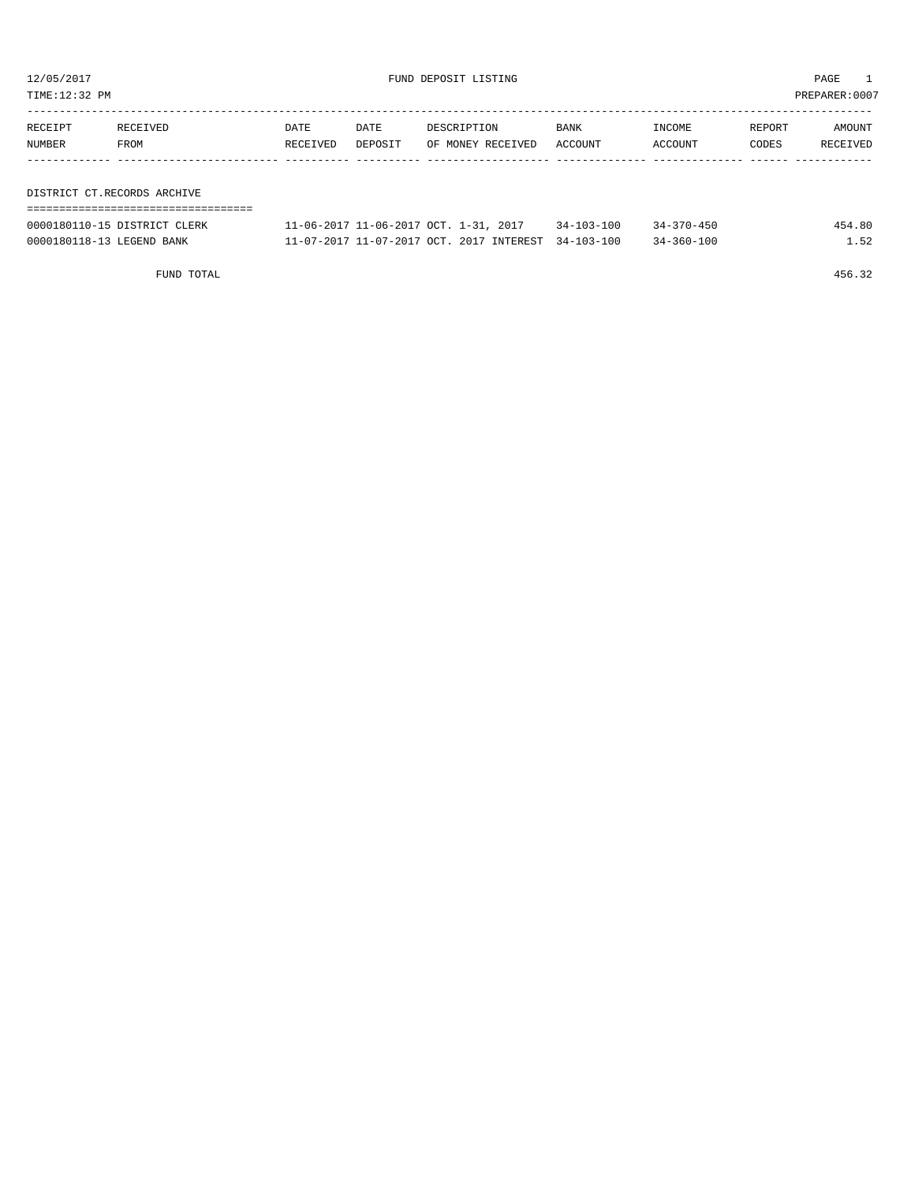12/05/2017 FUND DEPOSIT LISTING PAGE 1
TIME:12:32 PM PREPARER:0007

| RECEIPT NUMBER | RECEIVED FROM | DATE RECEIVED | DATE DEPOSIT | DESCRIPTION OF MONEY RECEIVED | BANK ACCOUNT | INCOME ACCOUNT | REPORT CODES | AMOUNT RECEIVED |
|---|---|---|---|---|---|---|---|---|
| **DISTRICT CT.RECORDS ARCHIVE** | | | | | | | | |
| 0000180110-15 | DISTRICT CLERK | 11-06-2017 | 11-06-2017 | OCT. 1-31, 2017 | 34-103-100 | 34-370-450 | | 454.80 |
| 0000180118-13 | LEGEND BANK | 11-07-2017 | 11-07-2017 | OCT. 2017 INTEREST | 34-103-100 | 34-360-100 | | 1.52 |
| | FUND TOTAL | | | | | | | 456.32 |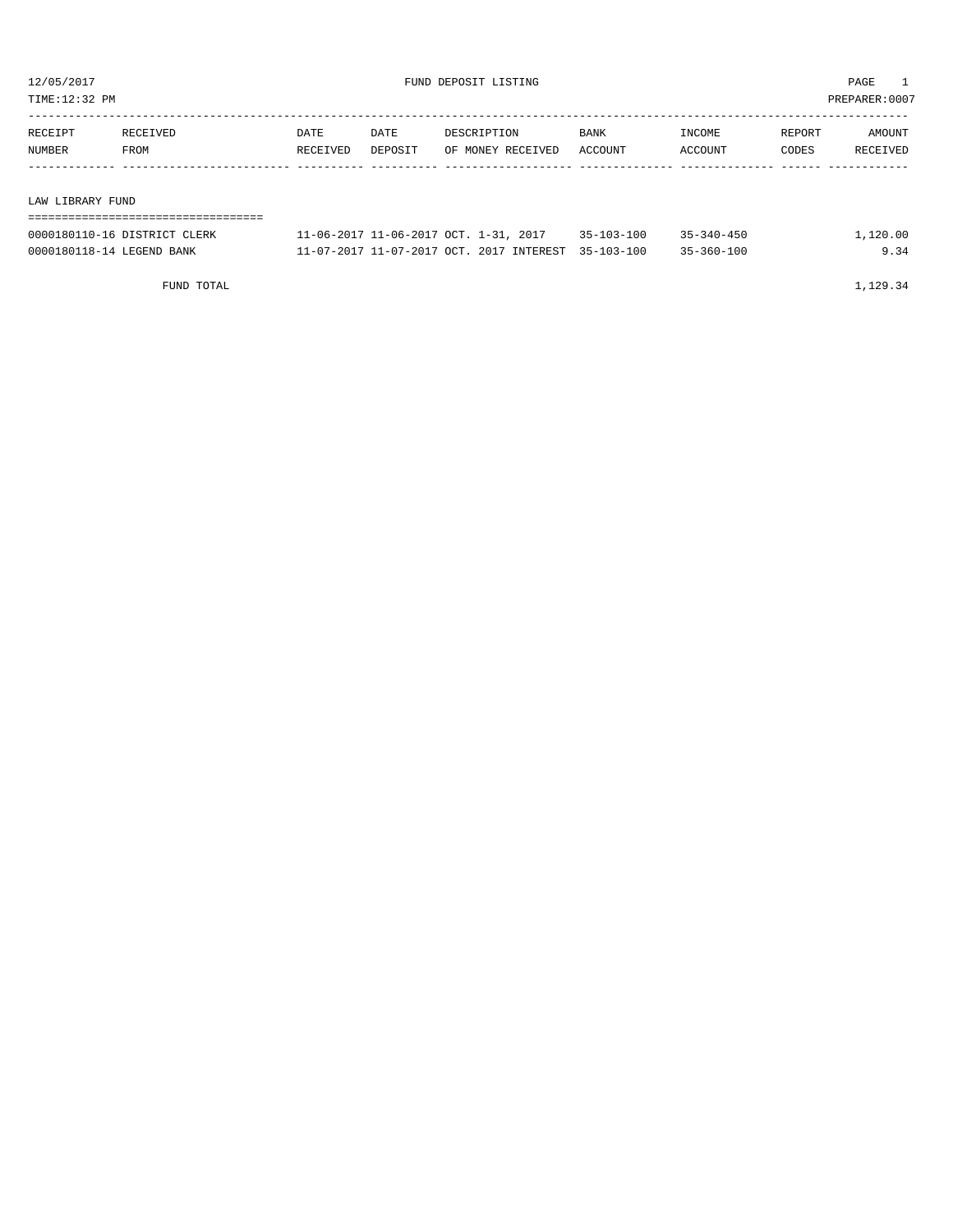12/05/2017 FUND DEPOSIT LISTING

TIME:12:32 PM PREPARER:0007

| RECEIPT NUMBER | RECEIVED FROM | DATE RECEIVED | DATE DEPOSIT | DESCRIPTION OF MONEY RECEIVED | BANK ACCOUNT | INCOME ACCOUNT | REPORT CODES | AMOUNT RECEIVED |
|---|---|---|---|---|---|---|---|---|
| LAW LIBRARY FUND | | | | | | | | |
| 0000180110-16 | DISTRICT CLERK | 11-06-2017 | 11-06-2017 | OCT. 1-31, 2017 | 35-103-100 | 35-340-450 | | 1,120.00 |
| 0000180118-14 | LEGEND BANK | 11-07-2017 | 11-07-2017 | OCT. 2017 INTEREST | 35-103-100 | 35-360-100 | | 9.34 |
| | FUND TOTAL | | | | | | | 1,129.34 |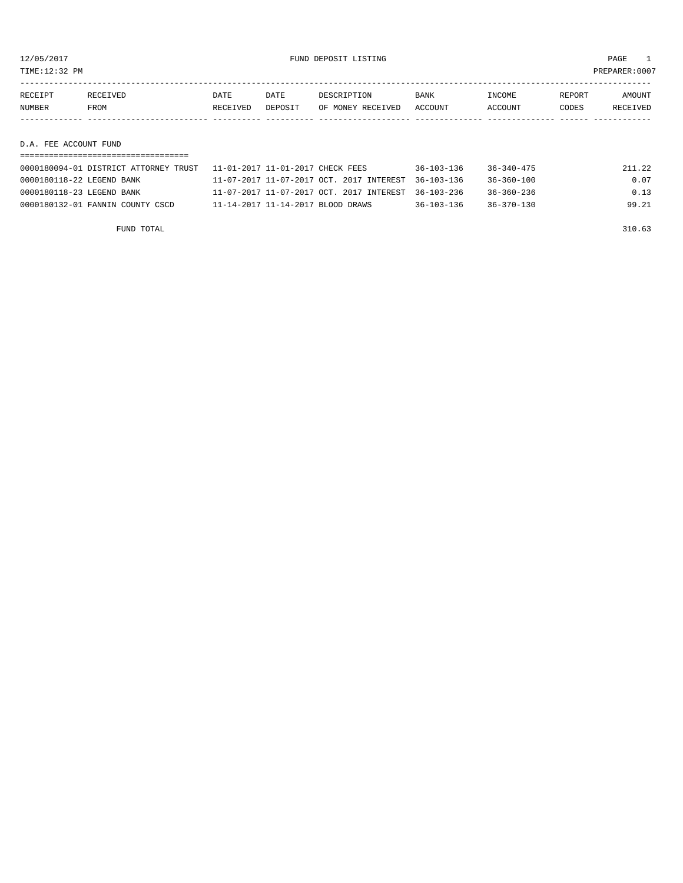12/05/2017 FUND DEPOSIT LISTING

TIME:12:32 PM PREPARER:0007

| RECEIPT NUMBER | RECEIVED FROM | DATE RECEIVED | DATE DEPOSIT | DESCRIPTION OF MONEY RECEIVED | BANK ACCOUNT | INCOME ACCOUNT | REPORT CODES | AMOUNT RECEIVED |
|---|---|---|---|---|---|---|---|---|

## D.A. FEE ACCOUNT FUND

| RECEIPT NUMBER | RECEIVED FROM | DATE RECEIVED | DATE DEPOSIT | DESCRIPTION OF MONEY RECEIVED | BANK ACCOUNT | INCOME ACCOUNT | REPORT CODES | AMOUNT RECEIVED |
|---|---|---|---|---|---|---|---|---|
| 0000180094-01 | DISTRICT ATTORNEY TRUST | 11-01-2017 | 11-01-2017 | CHECK FEES | 36-103-136 | 36-340-475 | | 211.22 |
| 0000180118-22 | LEGEND BANK | 11-07-2017 | 11-07-2017 | OCT. 2017 INTEREST | 36-103-136 | 36-360-100 | | 0.07 |
| 0000180118-23 | LEGEND BANK | 11-07-2017 | 11-07-2017 | OCT. 2017 INTEREST | 36-103-236 | 36-360-236 | | 0.13 |
| 0000180132-01 | FANNIN COUNTY CSCD | 11-14-2017 | 11-14-2017 | BLOOD DRAWS | 36-103-136 | 36-370-130 | | 99.21 |
| | FUND TOTAL | | | | | | | 310.63 |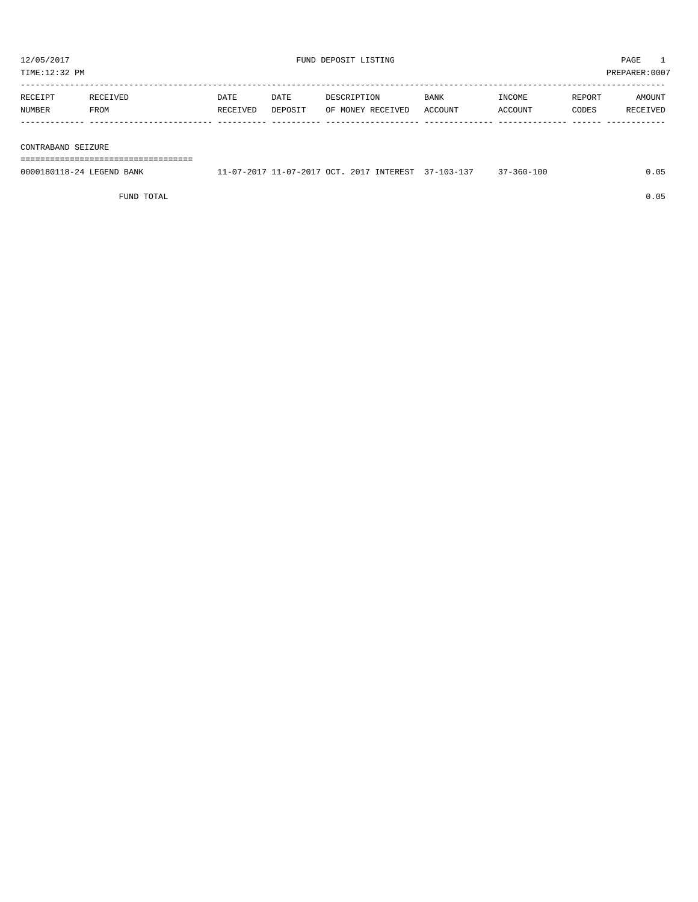12/05/2017 FUND DEPOSIT LISTING PAGE 1

TIME:12:32 PM PREPARER:0007

| RECEIPT NUMBER | RECEIVED FROM | DATE RECEIVED | DATE DEPOSIT | DESCRIPTION OF MONEY RECEIVED | BANK ACCOUNT | INCOME ACCOUNT | REPORT CODES | AMOUNT RECEIVED |
|---|---|---|---|---|---|---|---|---|
| **CONTRABAND SEIZURE** | | | | | | | | |
| 0000180118-24 | LEGEND BANK | 11-07-2017 | 11-07-2017 | OCT. 2017 INTEREST | 37-103-137 | 37-360-100 | | 0.05 |
| | FUND TOTAL | | | | | | | 0.05 |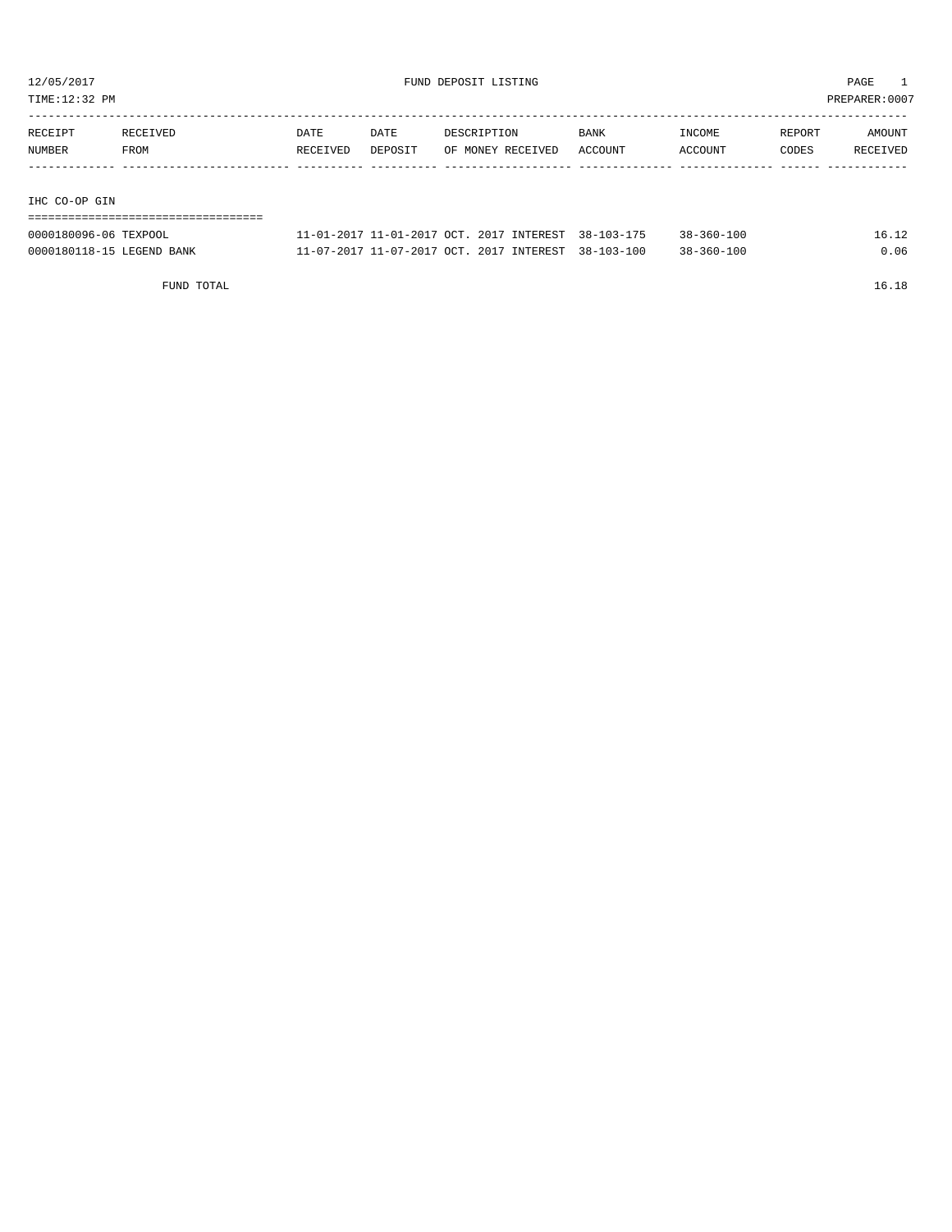# FUND DEPOSIT LISTING

12/05/2017
TIME:12:32 PM
PREPARER:0007

| RECEIPT NUMBER | RECEIVED FROM | DATE RECEIVED | DATE DEPOSIT | DESCRIPTION OF MONEY RECEIVED | BANK ACCOUNT | INCOME ACCOUNT | REPORT CODES | AMOUNT RECEIVED |
|---|---|---|---|---|---|---|---|---|
| **IHC CO-OP GIN** | | | | | | | | |
| 0000180096-06 | TEXPOOL | 11-01-2017 | 11-01-2017 | OCT. 2017 INTEREST | 38-103-175 | 38-360-100 | | 16.12 |
| 0000180118-15 | LEGEND BANK | 11-07-2017 | 11-07-2017 | OCT. 2017 INTEREST | 38-103-100 | 38-360-100 | | 0.06 |
| | FUND TOTAL | | | | | | | 16.18 |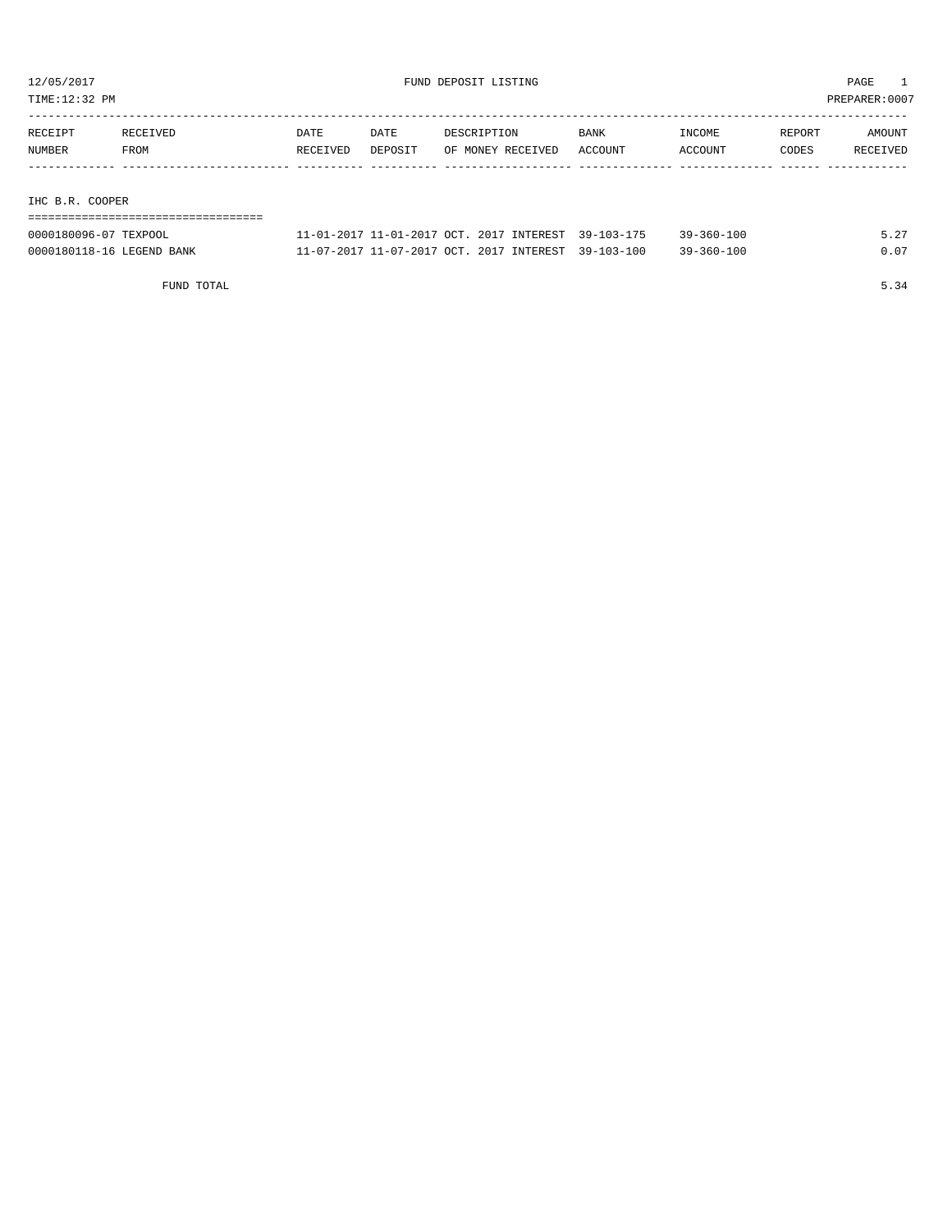12/05/2017 FUND DEPOSIT LISTING

TIME:12:32 PM PREPARER:0007

| RECEIPT NUMBER | RECEIVED FROM | DATE RECEIVED | DATE DEPOSIT | DESCRIPTION OF MONEY RECEIVED | BANK ACCOUNT | INCOME ACCOUNT | REPORT CODES | AMOUNT RECEIVED |
|---|---|---|---|---|---|---|---|---|
| **IHC B.R. COOPER** | | | | | | | | |
| 0000180096-07 | TEXPOOL | 11-01-2017 | 11-01-2017 | OCT. 2017 INTEREST | 39-103-175 | 39-360-100 | | 5.27 |
| 0000180118-16 | LEGEND BANK | 11-07-2017 | 11-07-2017 | OCT. 2017 INTEREST | 39-103-100 | 39-360-100 | | 0.07 |
| | FUND TOTAL | | | | | | | 5.34 |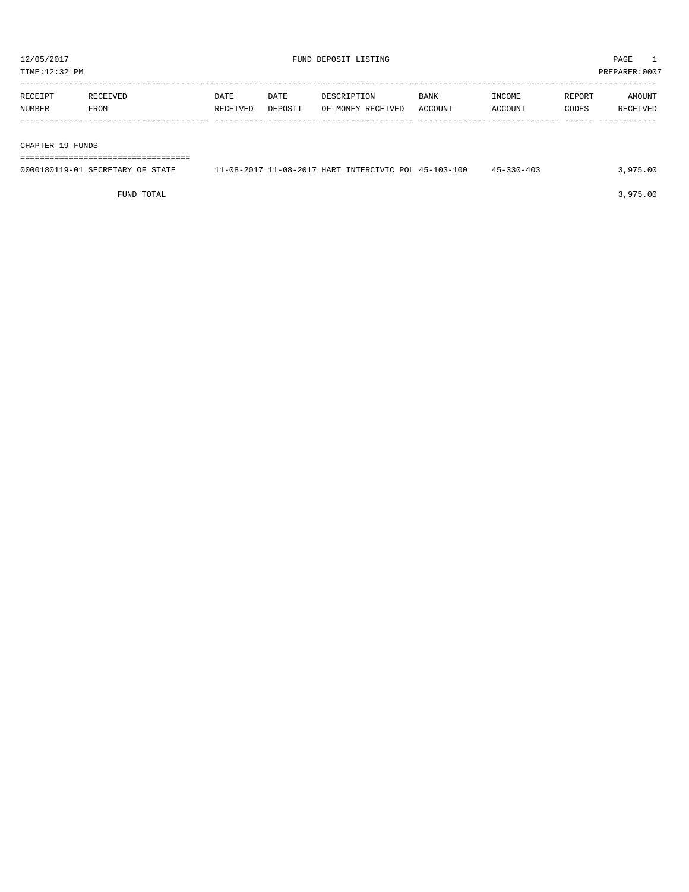12/05/2017 FUND DEPOSIT LISTING PAGE 1

TIME:12:32 PM PREPARER:0007

| RECEIPT NUMBER | RECEIVED FROM | DATE RECEIVED | DATE DEPOSIT | DESCRIPTION OF MONEY RECEIVED | BANK ACCOUNT | INCOME ACCOUNT | REPORT CODES | AMOUNT RECEIVED |
|---|---|---|---|---|---|---|---|---|
| **CHAPTER 19 FUNDS** | | | | | | | | |
| 0000180119-01 | SECRETARY OF STATE | 11-08-2017 | 11-08-2017 | HART INTERCIVIC POL | 45-103-100 | 45-330-403 | | 3,975.00 |
| FUND TOTAL | | | | | | | | 3,975.00 |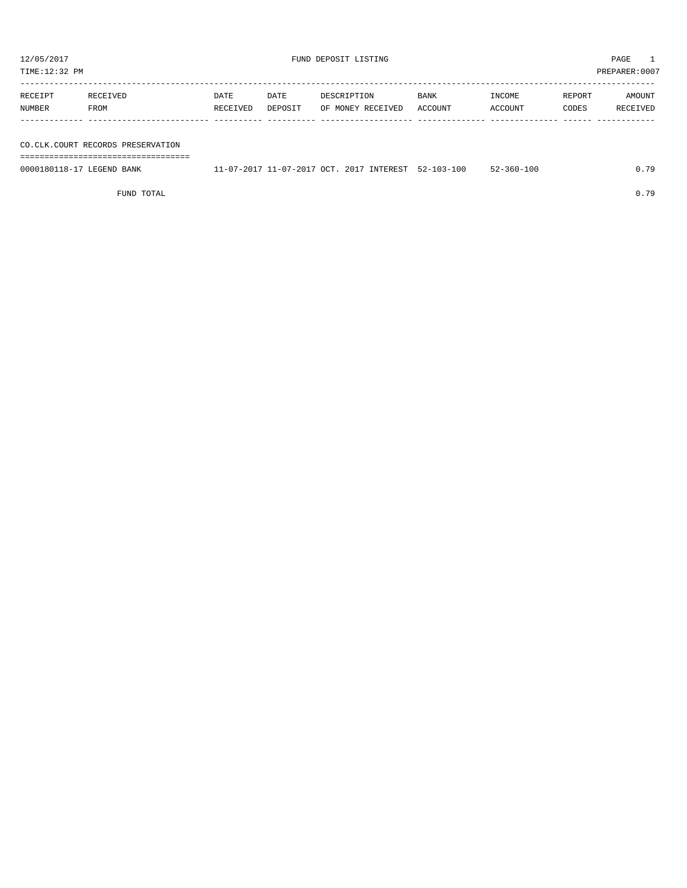12/05/2017 FUND DEPOSIT LISTING

TIME:12:32 PM PREPARER:0007

| RECEIPT NUMBER | RECEIVED FROM | DATE RECEIVED | DATE DEPOSIT | DESCRIPTION OF MONEY RECEIVED | BANK ACCOUNT | INCOME ACCOUNT | REPORT CODES | AMOUNT RECEIVED |
|---|---|---|---|---|---|---|---|---|
| **CO.CLK.COURT RECORDS PRESERVATION** | | | | | | | | |
| 0000180118-17 | LEGEND BANK | 11-07-2017 | 11-07-2017 | OCT. 2017 INTEREST | 52-103-100 | 52-360-100 | | 0.79 |
| | FUND TOTAL | | | | | | | 0.79 |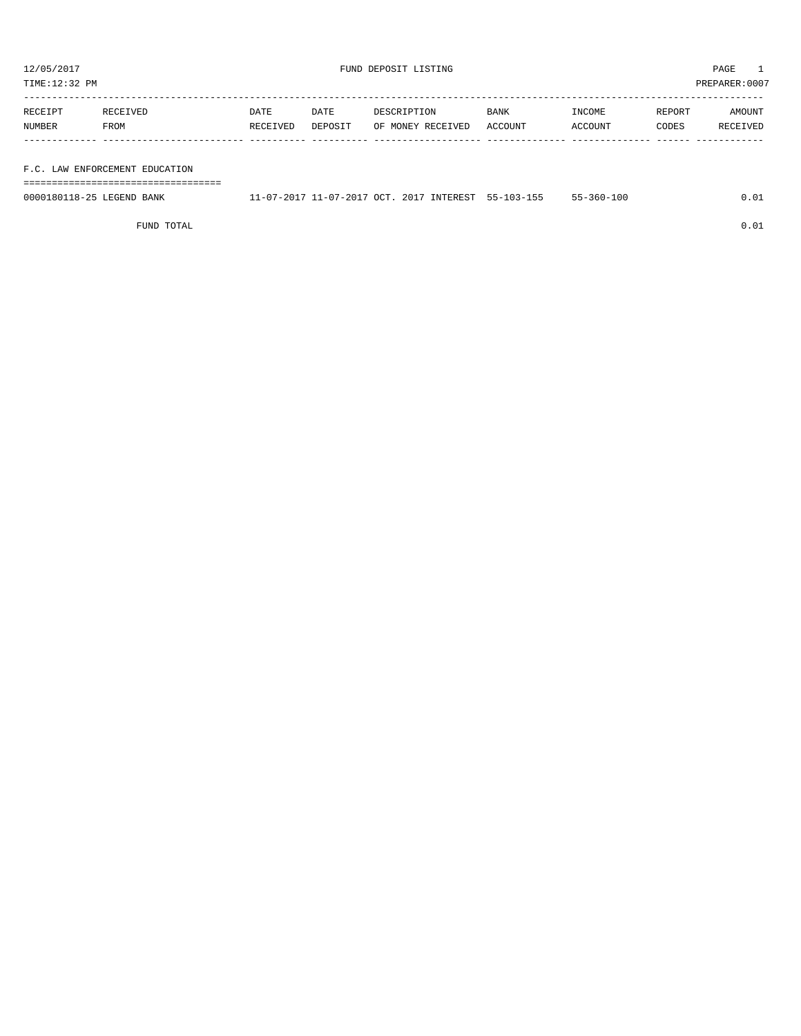12/05/2017 FUND DEPOSIT LISTING

TIME:12:32 PM PREPARER:0007

| RECEIPT NUMBER | RECEIVED FROM | DATE RECEIVED | DATE DEPOSIT | DESCRIPTION OF MONEY RECEIVED | BANK ACCOUNT | INCOME ACCOUNT | REPORT CODES | AMOUNT RECEIVED |
|---|---|---|---|---|---|---|---|---|
| **F.C. LAW ENFORCEMENT EDUCATION** | | | | | | | | |
| 0000180118-25 | LEGEND BANK | 11-07-2017 | 11-07-2017 | OCT. 2017 INTEREST | 55-103-155 | 55-360-100 | | 0.01 |
| | FUND TOTAL | | | | | | | 0.01 |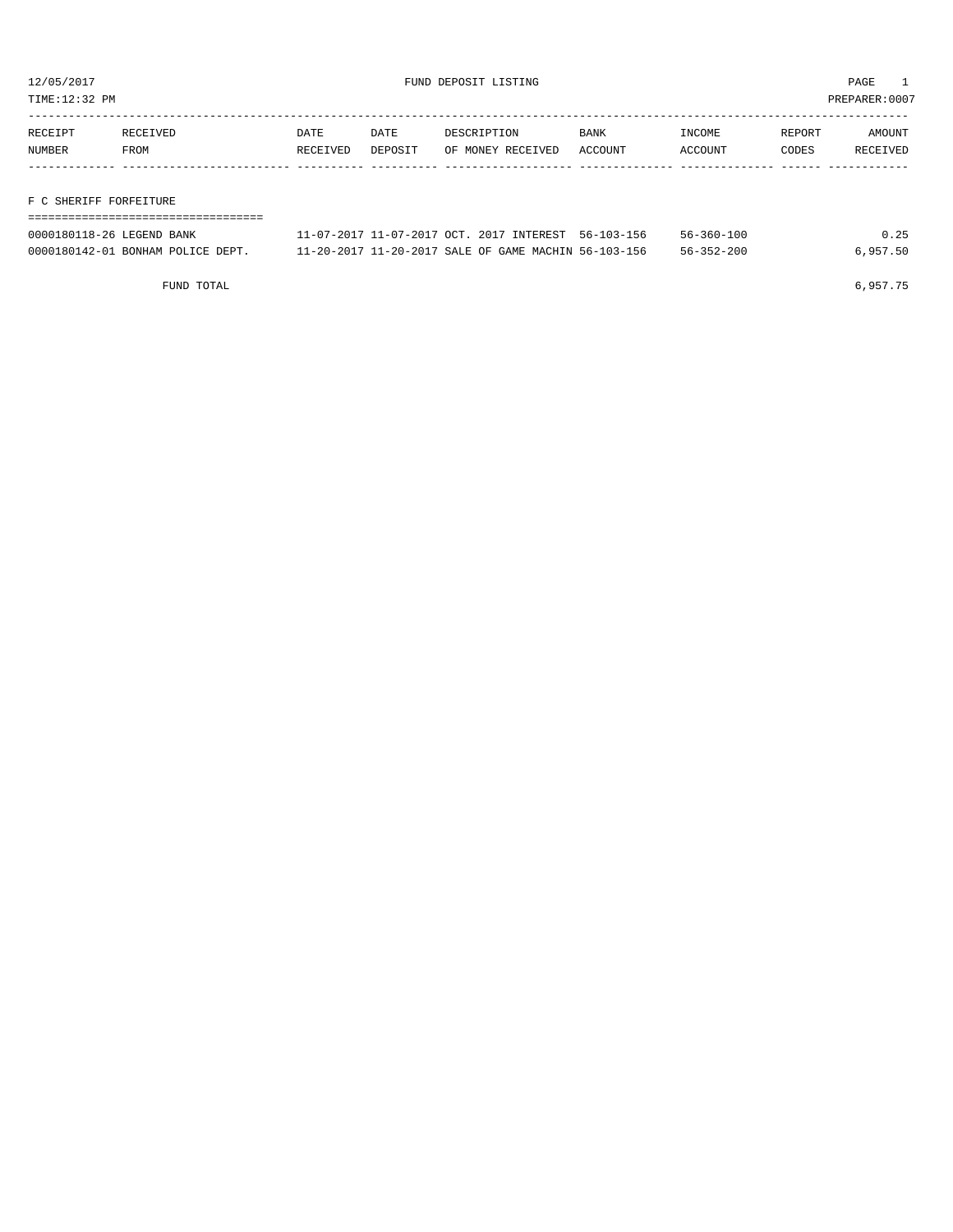12/05/2017 FUND DEPOSIT LISTING

TIME:12:32 PM PREPARER:0007

| RECEIPT NUMBER | RECEIVED FROM | DATE RECEIVED | DATE DEPOSIT | DESCRIPTION OF MONEY RECEIVED | BANK ACCOUNT | INCOME ACCOUNT | REPORT CODES | AMOUNT RECEIVED |
|---|---|---|---|---|---|---|---|---|
| **F C SHERIFF FORFEITURE** | | | | | | | | |
| 0000180118-26 | LEGEND BANK | 11-07-2017 | 11-07-2017 | OCT. 2017 INTEREST | 56-103-156 | 56-360-100 | | 0.25 |
| 0000180142-01 | BONHAM POLICE DEPT. | 11-20-2017 | 11-20-2017 | SALE OF GAME MACHIN | 56-103-156 | 56-352-200 | | 6,957.50 |
| | FUND TOTAL | | | | | | | 6,957.75 |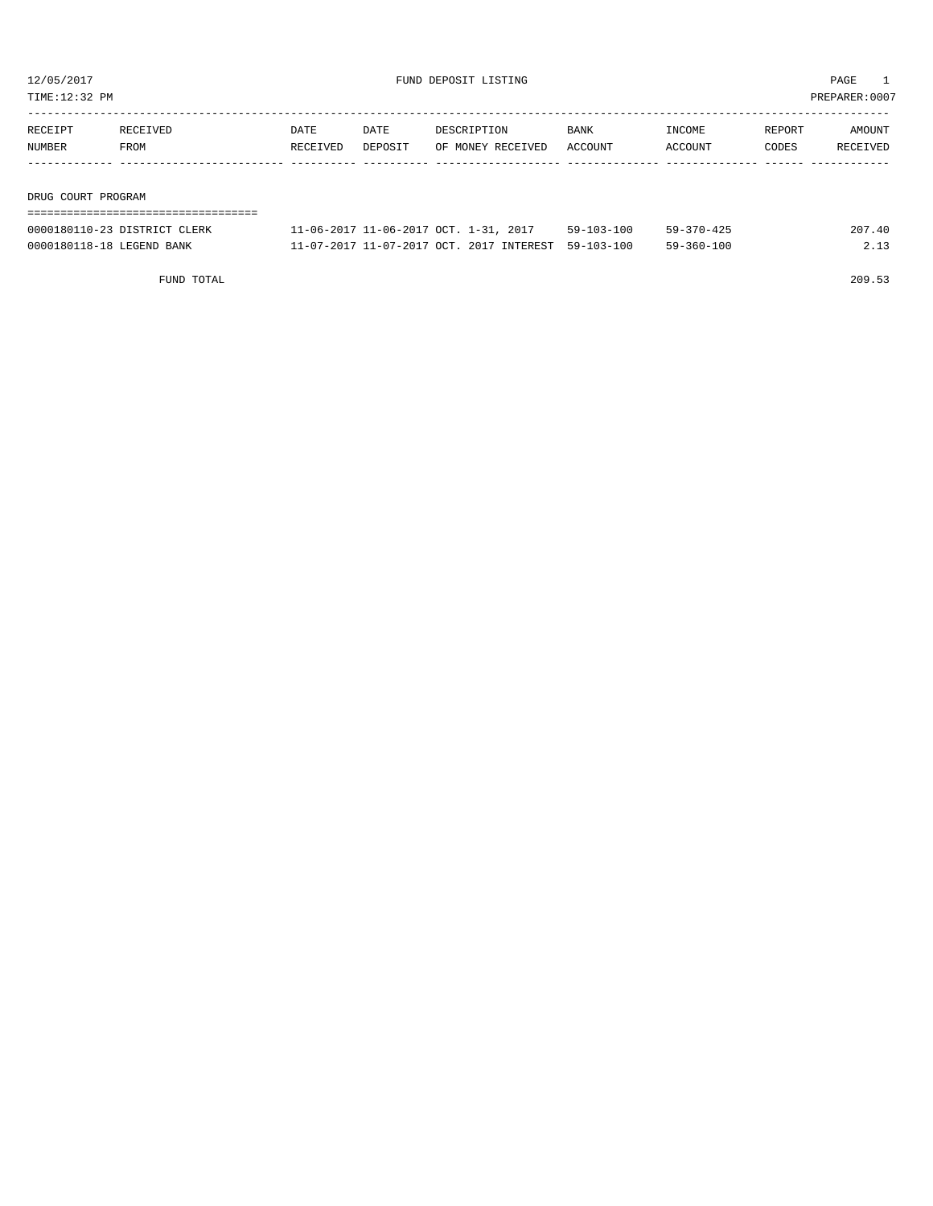12/05/2017 FUND DEPOSIT LISTING PAGE 1

TIME:12:32 PM PREPARER:0007

| RECEIPT NUMBER | RECEIVED FROM | DATE RECEIVED | DATE DEPOSIT | DESCRIPTION OF MONEY RECEIVED | BANK ACCOUNT | INCOME ACCOUNT | REPORT CODES | AMOUNT RECEIVED |
|---|---|---|---|---|---|---|---|---|
| **DRUG COURT PROGRAM** | | | | | | | | |
| 0000180110-23 | DISTRICT CLERK | 11-06-2017 | 11-06-2017 | OCT. 1-31, 2017 | 59-103-100 | 59-370-425 | | 207.40 |
| 0000180118-18 | LEGEND BANK | 11-07-2017 | 11-07-2017 | OCT. 2017 INTEREST | 59-103-100 | 59-360-100 | | 2.13 |
| | FUND TOTAL | | | | | | | 209.53 |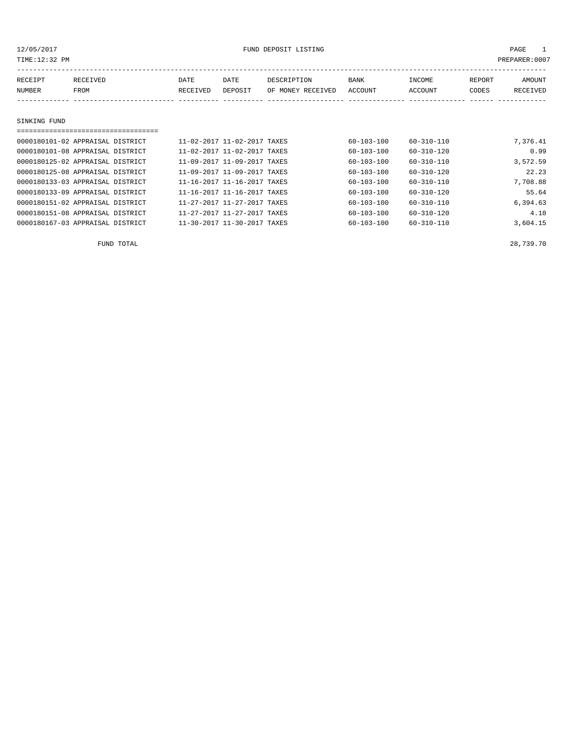12/05/2017 FUND DEPOSIT LISTING PAGE 1
TIME:12:32 PM PREPARER:0007

## SINKING FUND

| RECEIPT NUMBER | RECEIVED FROM | DATE RECEIVED | DATE DEPOSIT | DESCRIPTION OF MONEY RECEIVED | BANK ACCOUNT | INCOME ACCOUNT | REPORT CODES | AMOUNT RECEIVED |
|---|---|---|---|---|---|---|---|---|
| 0000180101-02 | APPRAISAL DISTRICT | 11-02-2017 | 11-02-2017 | TAXES | 60-103-100 | 60-310-110 | | 7,376.41 |
| 0000180101-08 | APPRAISAL DISTRICT | 11-02-2017 | 11-02-2017 | TAXES | 60-103-100 | 60-310-120 | | 0.99 |
| 0000180125-02 | APPRAISAL DISTRICT | 11-09-2017 | 11-09-2017 | TAXES | 60-103-100 | 60-310-110 | | 3,572.59 |
| 0000180125-08 | APPRAISAL DISTRICT | 11-09-2017 | 11-09-2017 | TAXES | 60-103-100 | 60-310-120 | | 22.23 |
| 0000180133-03 | APPRAISAL DISTRICT | 11-16-2017 | 11-16-2017 | TAXES | 60-103-100 | 60-310-110 | | 7,708.88 |
| 0000180133-09 | APPRAISAL DISTRICT | 11-16-2017 | 11-16-2017 | TAXES | 60-103-100 | 60-310-120 | | 55.64 |
| 0000180151-02 | APPRAISAL DISTRICT | 11-27-2017 | 11-27-2017 | TAXES | 60-103-100 | 60-310-110 | | 6,394.63 |
| 0000180151-08 | APPRAISAL DISTRICT | 11-27-2017 | 11-27-2017 | TAXES | 60-103-100 | 60-310-120 | | 4.18 |
| 0000180167-03 | APPRAISAL DISTRICT | 11-30-2017 | 11-30-2017 | TAXES | 60-103-100 | 60-310-110 | | 3,604.15 |
| | FUND TOTAL | | | | | | | 28,739.70 |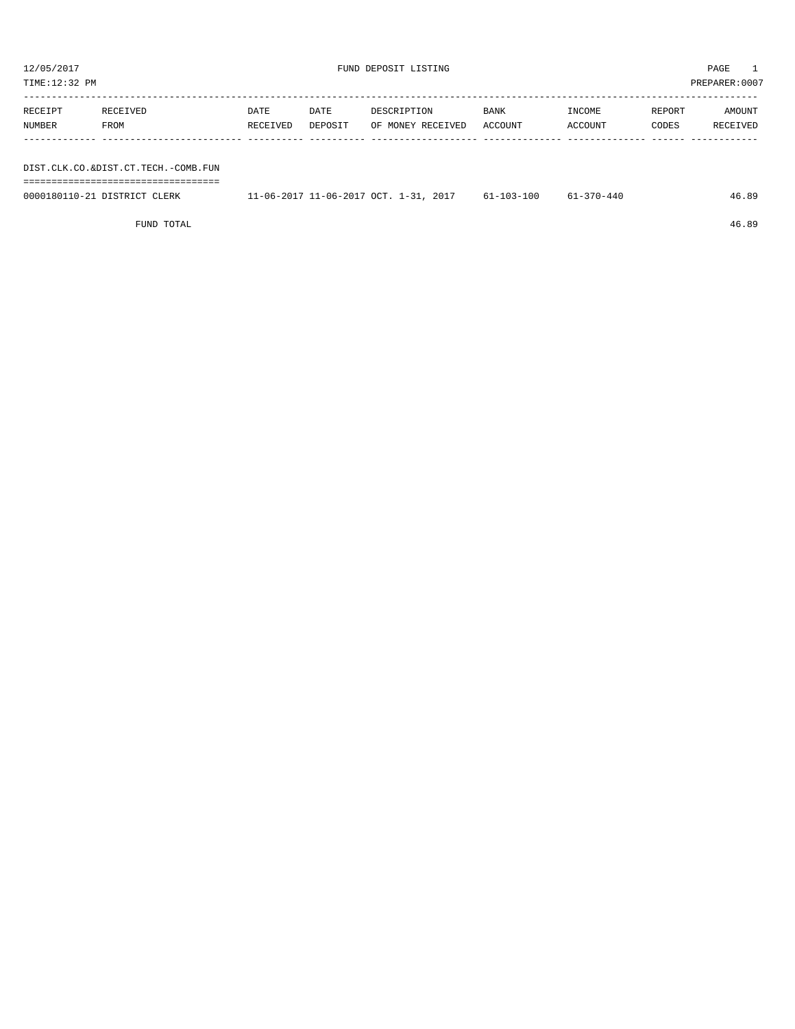FUND DEPOSIT LISTING

12/05/2017
TIME:12:32 PM
PREPARER:0007

| RECEIPT NUMBER | RECEIVED FROM | DATE RECEIVED | DATE DEPOSIT | DESCRIPTION OF MONEY RECEIVED | BANK ACCOUNT | INCOME ACCOUNT | REPORT CODES | AMOUNT RECEIVED |
|---|---|---|---|---|---|---|---|---|
| DIST.CLK.CO.&DIST.CT.TECH.-COMB.FUN | | | | | | | | |
| 0000180110-21 | DISTRICT CLERK | 11-06-2017 | 11-06-2017 | OCT. 1-31, 2017 | 61-103-100 | 61-370-440 | | 46.89 |
| | FUND TOTAL | | | | | | | 46.89 |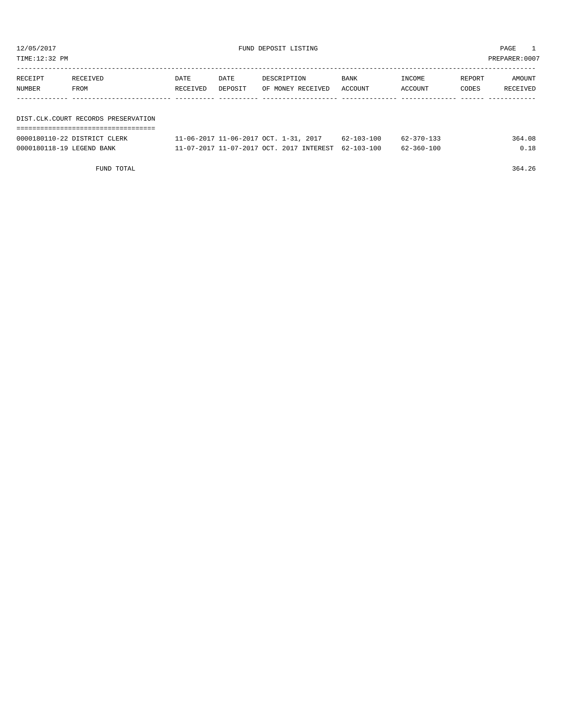12/05/2017 FUND DEPOSIT LISTING

TIME:12:32 PM PREPARER:0007

| RECEIPT NUMBER | RECEIVED FROM | DATE RECEIVED | DATE DEPOSIT | DESCRIPTION OF MONEY RECEIVED | BANK ACCOUNT | INCOME ACCOUNT | REPORT CODES | AMOUNT RECEIVED |
|---|---|---|---|---|---|---|---|---|

DIST.CLK.COURT RECORDS PRESERVATION

| RECEIPT NUMBER | RECEIVED FROM | DATE RECEIVED | DATE DEPOSIT | DESCRIPTION OF MONEY RECEIVED | BANK ACCOUNT | INCOME ACCOUNT | REPORT CODES | AMOUNT RECEIVED |
|---|---|---|---|---|---|---|---|---|
| 0000180110-22 | DISTRICT CLERK | 11-06-2017 | 11-06-2017 | OCT. 1-31, 2017 | 62-103-100 | 62-370-133 | | 364.08 |
| 0000180118-19 | LEGEND BANK | 11-07-2017 | 11-07-2017 | OCT. 2017 INTEREST | 62-103-100 | 62-360-100 | | 0.18 |

FUND TOTAL 364.26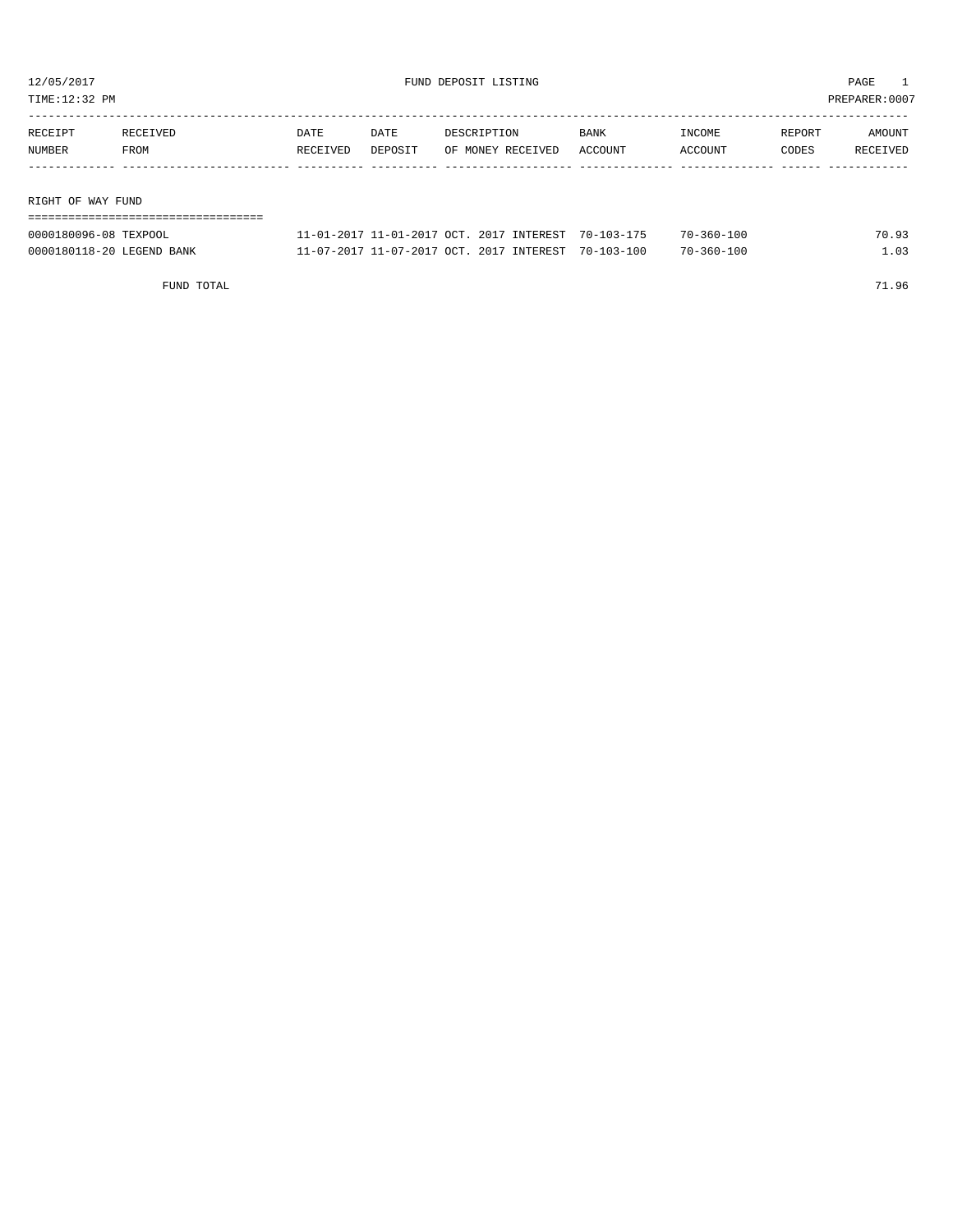12/05/2017 FUND DEPOSIT LISTING PAGE 1

TIME:12:32 PM PREPARER:0007

| RECEIPT NUMBER | RECEIVED FROM | DATE RECEIVED | DATE DEPOSIT | DESCRIPTION OF MONEY RECEIVED | BANK ACCOUNT | INCOME ACCOUNT | REPORT CODES | AMOUNT RECEIVED |
|---|---|---|---|---|---|---|---|---|
| **RIGHT OF WAY FUND** | | | | | | | | |
| 0000180096-08 | TEXPOOL | 11-01-2017 | 11-01-2017 | OCT. 2017 INTEREST | 70-103-175 | 70-360-100 | | 70.93 |
| 0000180118-20 | LEGEND BANK | 11-07-2017 | 11-07-2017 | OCT. 2017 INTEREST | 70-103-100 | 70-360-100 | | 1.03 |
| | FUND TOTAL | | | | | | | 71.96 |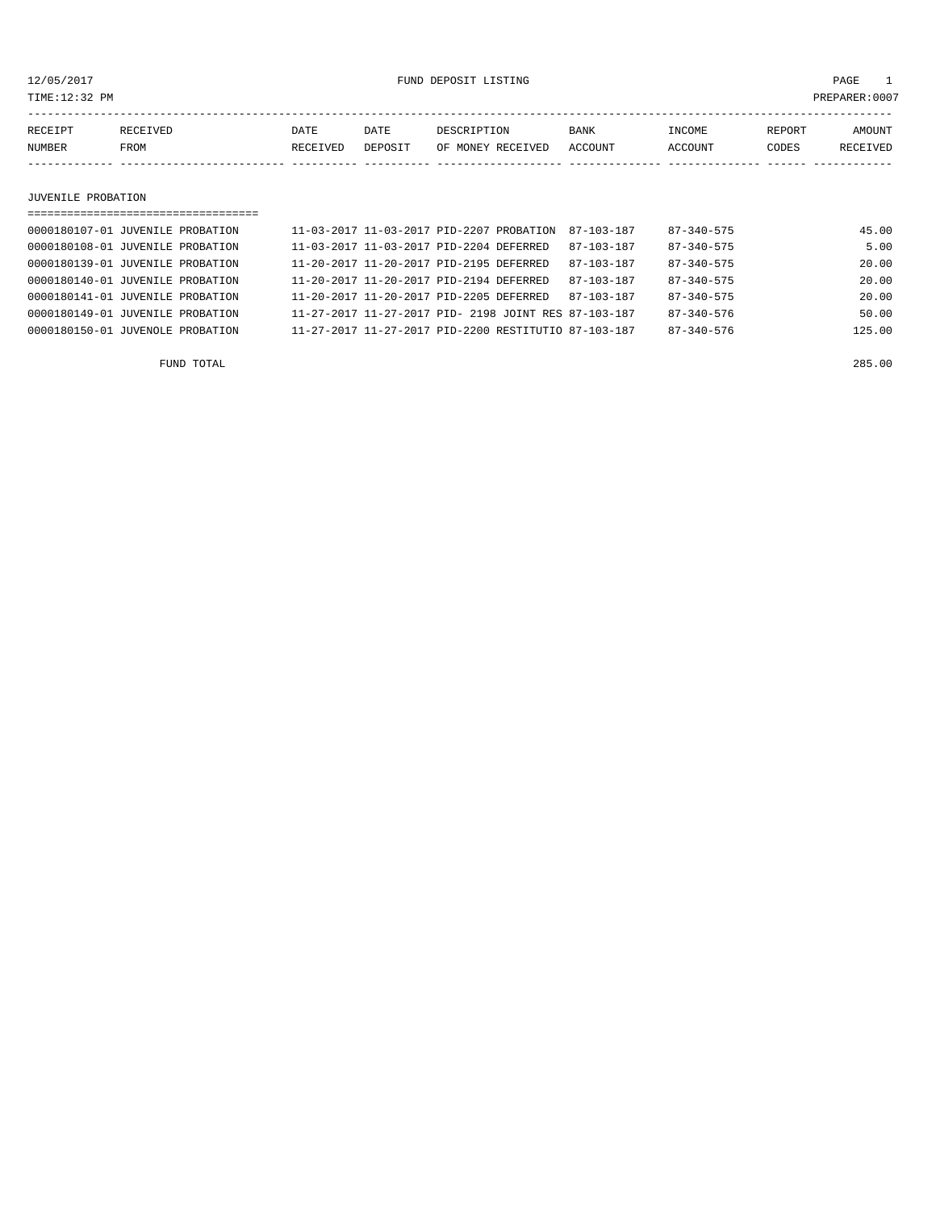12/05/2017 FUND DEPOSIT LISTING PAGE 1

TIME:12:32 PM PREPARER:0007

| RECEIPT NUMBER | RECEIVED FROM | DATE RECEIVED | DATE DEPOSIT | DESCRIPTION OF MONEY RECEIVED | BANK ACCOUNT | INCOME ACCOUNT | REPORT CODES | AMOUNT RECEIVED |
|---|---|---|---|---|---|---|---|---|

## JUVENILE PROBATION

| RECEIPT NUMBER | RECEIVED FROM | DATE RECEIVED | DATE DEPOSIT | DESCRIPTION OF MONEY RECEIVED | BANK ACCOUNT | INCOME ACCOUNT | REPORT CODES | AMOUNT RECEIVED |
|---|---|---|---|---|---|---|---|---|
| 0000180107-01 | JUVENILE PROBATION | 11-03-2017 | 11-03-2017 | PID-2207 PROBATION | 87-103-187 | 87-340-575 | | 45.00 |
| 0000180108-01 | JUVENILE PROBATION | 11-03-2017 | 11-03-2017 | PID-2204 DEFERRED | 87-103-187 | 87-340-575 | | 5.00 |
| 0000180139-01 | JUVENILE PROBATION | 11-20-2017 | 11-20-2017 | PID-2195 DEFERRED | 87-103-187 | 87-340-575 | | 20.00 |
| 0000180140-01 | JUVENILE PROBATION | 11-20-2017 | 11-20-2017 | PID-2194 DEFERRED | 87-103-187 | 87-340-575 | | 20.00 |
| 0000180141-01 | JUVENILE PROBATION | 11-20-2017 | 11-20-2017 | PID-2205 DEFERRED | 87-103-187 | 87-340-575 | | 20.00 |
| 0000180149-01 | JUVENILE PROBATION | 11-27-2017 | 11-27-2017 | PID- 2198 JOINT RES | 87-103-187 | 87-340-576 | | 50.00 |
| 0000180150-01 | JUVENOLE PROBATION | 11-27-2017 | 11-27-2017 | PID-2200 RESTITUTIO | 87-103-187 | 87-340-576 | | 125.00 |
| | FUND TOTAL | | | | | | | 285.00 |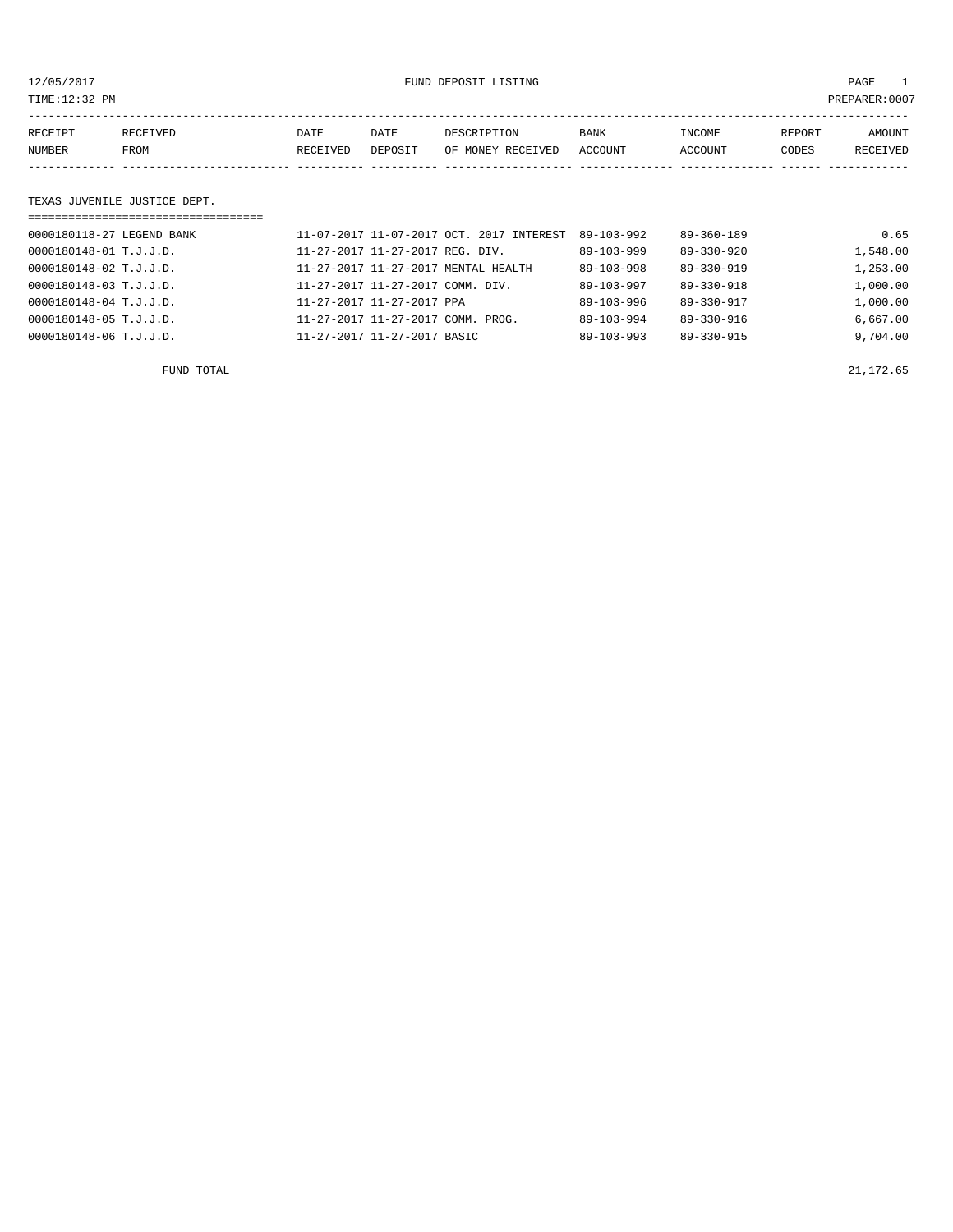12/05/2017 FUND DEPOSIT LISTING

TIME:12:32 PM PREPARER:0007

| RECEIPT NUMBER | RECEIVED FROM | DATE RECEIVED | DATE DEPOSIT | DESCRIPTION OF MONEY RECEIVED | BANK ACCOUNT | INCOME ACCOUNT | REPORT CODES | AMOUNT RECEIVED |
|---|---|---|---|---|---|---|---|---|

## TEXAS JUVENILE JUSTICE DEPT.

| RECEIPT NUMBER | RECEIVED FROM | DATE RECEIVED | DATE DEPOSIT | DESCRIPTION OF MONEY RECEIVED | BANK ACCOUNT | INCOME ACCOUNT | REPORT CODES | AMOUNT RECEIVED |
|---|---|---|---|---|---|---|---|---|
| 0000180118-27 | LEGEND BANK | 11-07-2017 | 11-07-2017 | OCT. 2017 INTEREST | 89-103-992 | 89-360-189 | | 0.65 |
| 0000180148-01 | T.J.J.D. | 11-27-2017 | 11-27-2017 | REG. DIV. | 89-103-999 | 89-330-920 | | 1,548.00 |
| 0000180148-02 | T.J.J.D. | 11-27-2017 | 11-27-2017 | MENTAL HEALTH | 89-103-998 | 89-330-919 | | 1,253.00 |
| 0000180148-03 | T.J.J.D. | 11-27-2017 | 11-27-2017 | COMM. DIV. | 89-103-997 | 89-330-918 | | 1,000.00 |
| 0000180148-04 | T.J.J.D. | 11-27-2017 | 11-27-2017 | PPA | 89-103-996 | 89-330-917 | | 1,000.00 |
| 0000180148-05 | T.J.J.D. | 11-27-2017 | 11-27-2017 | COMM. PROG. | 89-103-994 | 89-330-916 | | 6,667.00 |
| 0000180148-06 | T.J.J.D. | 11-27-2017 | 11-27-2017 | BASIC | 89-103-993 | 89-330-915 | | 9,704.00 |
| | FUND TOTAL | | | | | | | 21,172.65 |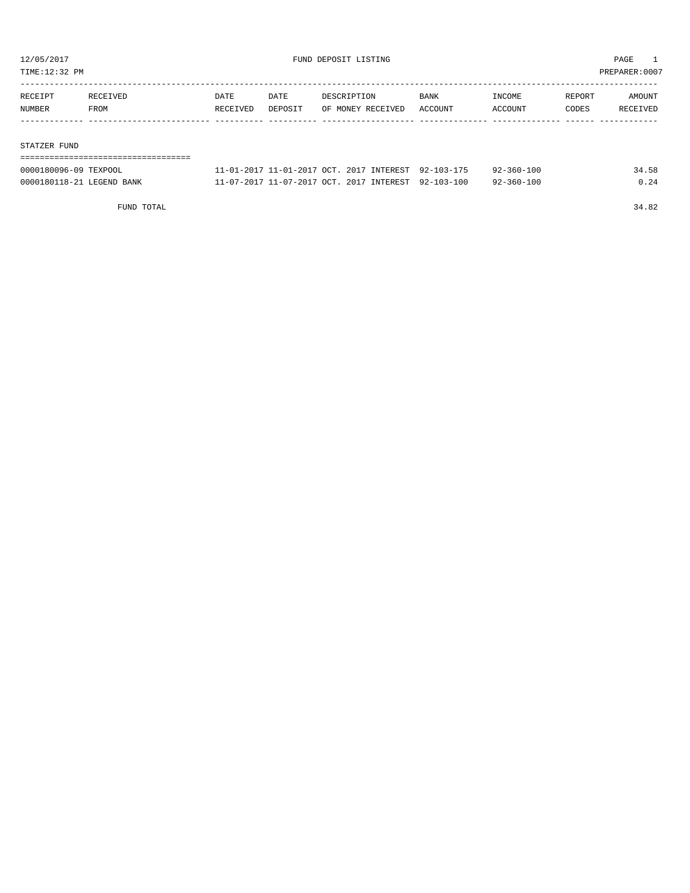FUND DEPOSIT LISTING

12/05/2017
TIME:12:32 PM
PREPARER:0007

| RECEIPT NUMBER | RECEIVED FROM | DATE RECEIVED | DATE DEPOSIT | DESCRIPTION OF MONEY RECEIVED | BANK ACCOUNT | INCOME ACCOUNT | REPORT CODES | AMOUNT RECEIVED |
|---|---|---|---|---|---|---|---|---|

STATZER FUND

| RECEIPT NUMBER | RECEIVED FROM | DATE RECEIVED | DATE DEPOSIT | DESCRIPTION OF MONEY RECEIVED | BANK ACCOUNT | INCOME ACCOUNT | REPORT CODES | AMOUNT RECEIVED |
|---|---|---|---|---|---|---|---|---|
| 0000180096-09 | TEXPOOL | 11-01-2017 | 11-01-2017 | OCT. 2017 INTEREST | 92-103-175 | 92-360-100 | | 34.58 |
| 0000180118-21 | LEGEND BANK | 11-07-2017 | 11-07-2017 | OCT. 2017 INTEREST | 92-103-100 | 92-360-100 | | 0.24 |
| | FUND TOTAL | | | | | | | 34.82 |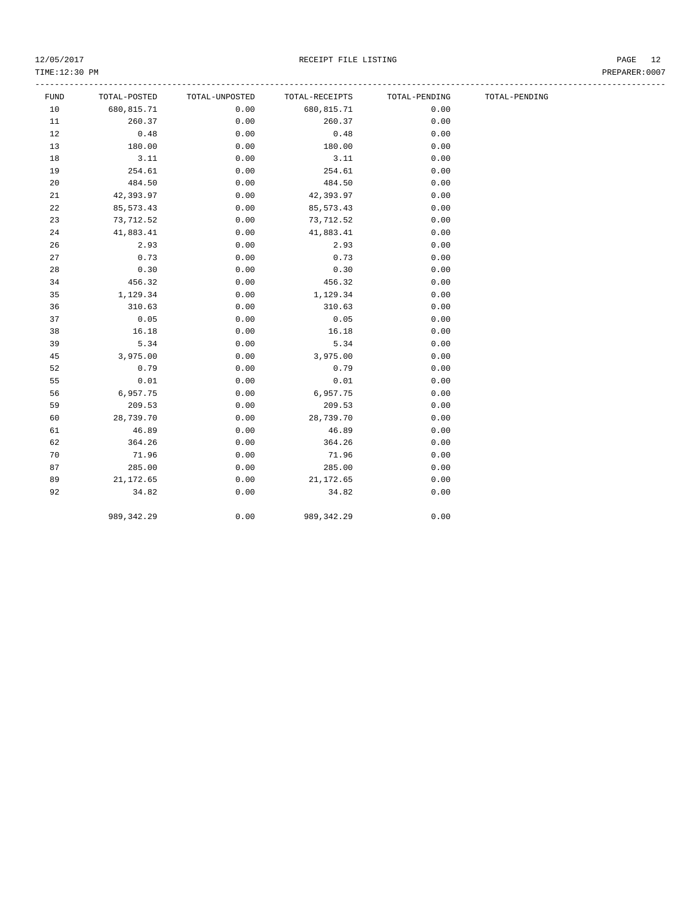12/05/2017 RECEIPT FILE LISTING

TIME:12:30 PM PREPARER:0007

| FUND | TOTAL-POSTED | TOTAL-UNPOSTED | TOTAL-RECEIPTS | TOTAL-PENDING | TOTAL-PENDING |
|---|---|---|---|---|---|
| 10 | 680,815.71 | 0.00 | 680,815.71 | 0.00 | |
| 11 | 260.37 | 0.00 | 260.37 | 0.00 | |
| 12 | 0.48 | 0.00 | 0.48 | 0.00 | |
| 13 | 180.00 | 0.00 | 180.00 | 0.00 | |
| 18 | 3.11 | 0.00 | 3.11 | 0.00 | |
| 19 | 254.61 | 0.00 | 254.61 | 0.00 | |
| 20 | 484.50 | 0.00 | 484.50 | 0.00 | |
| 21 | 42,393.97 | 0.00 | 42,393.97 | 0.00 | |
| 22 | 85,573.43 | 0.00 | 85,573.43 | 0.00 | |
| 23 | 73,712.52 | 0.00 | 73,712.52 | 0.00 | |
| 24 | 41,883.41 | 0.00 | 41,883.41 | 0.00 | |
| 26 | 2.93 | 0.00 | 2.93 | 0.00 | |
| 27 | 0.73 | 0.00 | 0.73 | 0.00 | |
| 28 | 0.30 | 0.00 | 0.30 | 0.00 | |
| 34 | 456.32 | 0.00 | 456.32 | 0.00 | |
| 35 | 1,129.34 | 0.00 | 1,129.34 | 0.00 | |
| 36 | 310.63 | 0.00 | 310.63 | 0.00 | |
| 37 | 0.05 | 0.00 | 0.05 | 0.00 | |
| 38 | 16.18 | 0.00 | 16.18 | 0.00 | |
| 39 | 5.34 | 0.00 | 5.34 | 0.00 | |
| 45 | 3,975.00 | 0.00 | 3,975.00 | 0.00 | |
| 52 | 0.79 | 0.00 | 0.79 | 0.00 | |
| 55 | 0.01 | 0.00 | 0.01 | 0.00 | |
| 56 | 6,957.75 | 0.00 | 6,957.75 | 0.00 | |
| 59 | 209.53 | 0.00 | 209.53 | 0.00 | |
| 60 | 28,739.70 | 0.00 | 28,739.70 | 0.00 | |
| 61 | 46.89 | 0.00 | 46.89 | 0.00 | |
| 62 | 364.26 | 0.00 | 364.26 | 0.00 | |
| 70 | 71.96 | 0.00 | 71.96 | 0.00 | |
| 87 | 285.00 | 0.00 | 285.00 | 0.00 | |
| 89 | 21,172.65 | 0.00 | 21,172.65 | 0.00 | |
| 92 | 34.82 | 0.00 | 34.82 | 0.00 | |
| | 989,342.29 | 0.00 | 989,342.29 | 0.00 | |